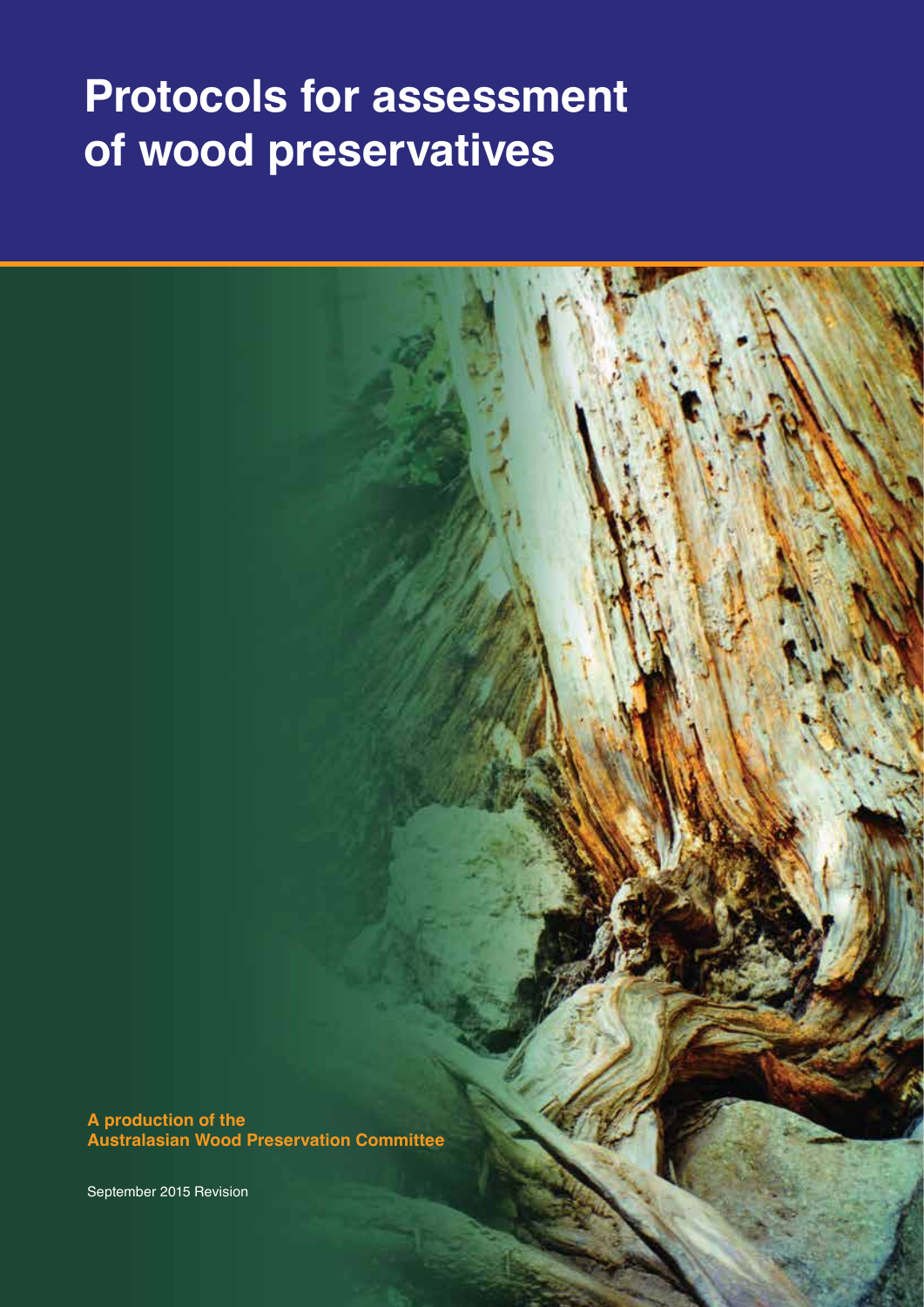# Protocols for assessment of wood preservatives

**A production of the Australasian Wood Preservation Committee**

September 2015 Revision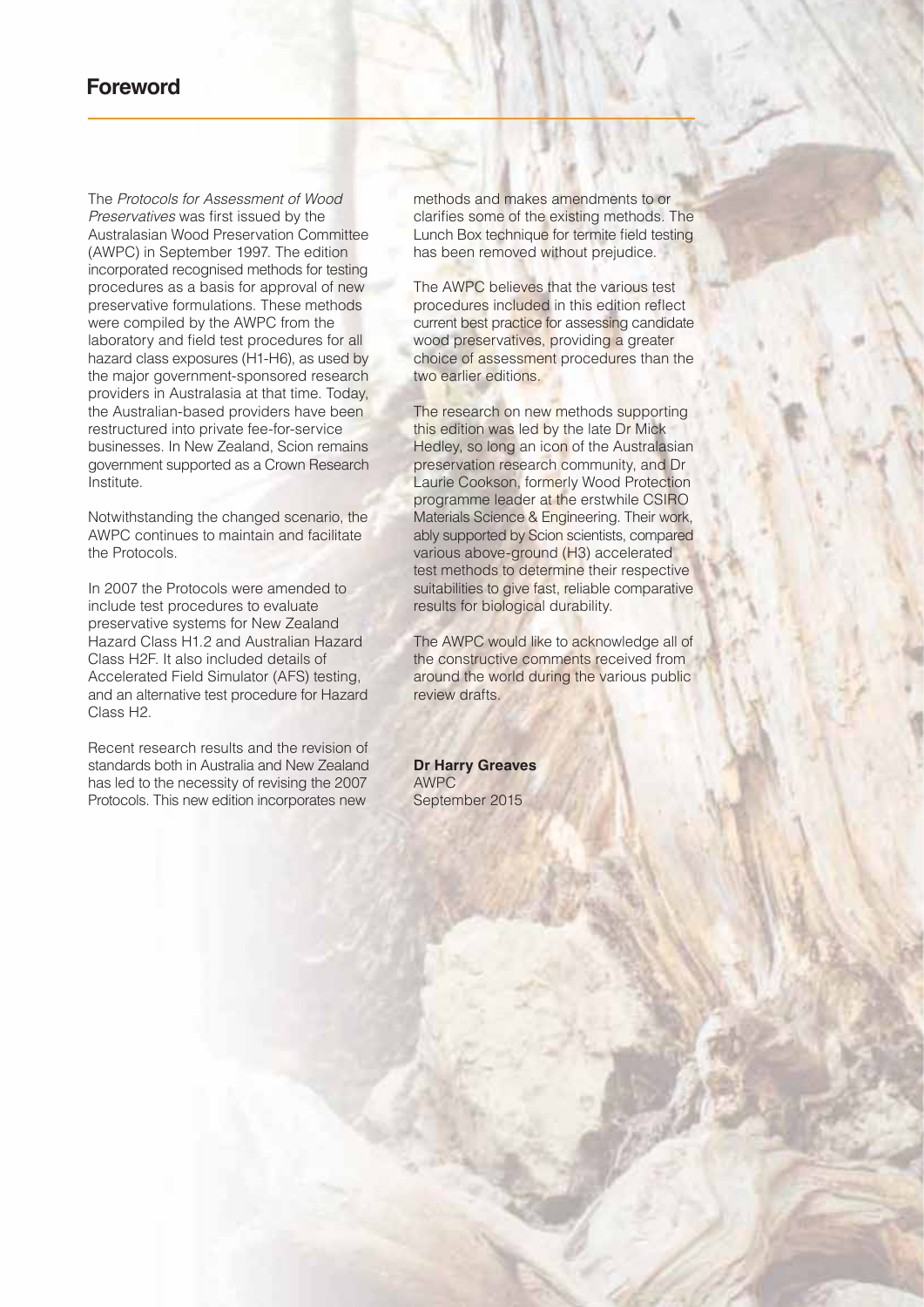# Foreword

The *Protocols for Assessment of Wood Preservatives* was first issued by the Australasian Wood Preservation Committee (AWPC) in September 1997. The edition incorporated recognised methods for testing procedures as a basis for approval of new preservative formulations. These methods were compiled by the AWPC from the laboratory and field test procedures for all hazard class exposures (H1-H6), as used by the major government-sponsored research providers in Australasia at that time. Today, the Australian-based providers have been restructured into private fee-for-service businesses. In New Zealand, Scion remains government supported as a Crown Research Institute.

Notwithstanding the changed scenario, the AWPC continues to maintain and facilitate the Protocols.

In 2007 the Protocols were amended to include test procedures to evaluate preservative systems for New Zealand Hazard Class H1.2 and Australian Hazard Class H2F. It also included details of Accelerated Field Simulator (AFS) testing, and an alternative test procedure for Hazard Class H2.

Recent research results and the revision of standards both in Australia and New Zealand has led to the necessity of revising the 2007 Protocols. This new edition incorporates new methods and makes amendments to or clarifies some of the existing methods. The Lunch Box technique for termite field testing has been removed without prejudice.

The AWPC believes that the various test procedures included in this edition reflect current best practice for assessing candidate wood preservatives, providing a greater choice of assessment procedures than the two earlier editions.

The research on new methods supporting this edition was led by the late Dr Mick Hedley, so long an icon of the Australasian preservation research community, and Dr Laurie Cookson, formerly Wood Protection programme leader at the erstwhile CSIRO Materials Science & Engineering. Their work, ably supported by Scion scientists, compared various above-ground (H3) accelerated test methods to determine their respective suitabilities to give fast, reliable comparative results for biological durability.

The AWPC would like to acknowledge all of the constructive comments received from around the world during the various public review drafts.

**Dr Harry Greaves**
AWPC
September 2015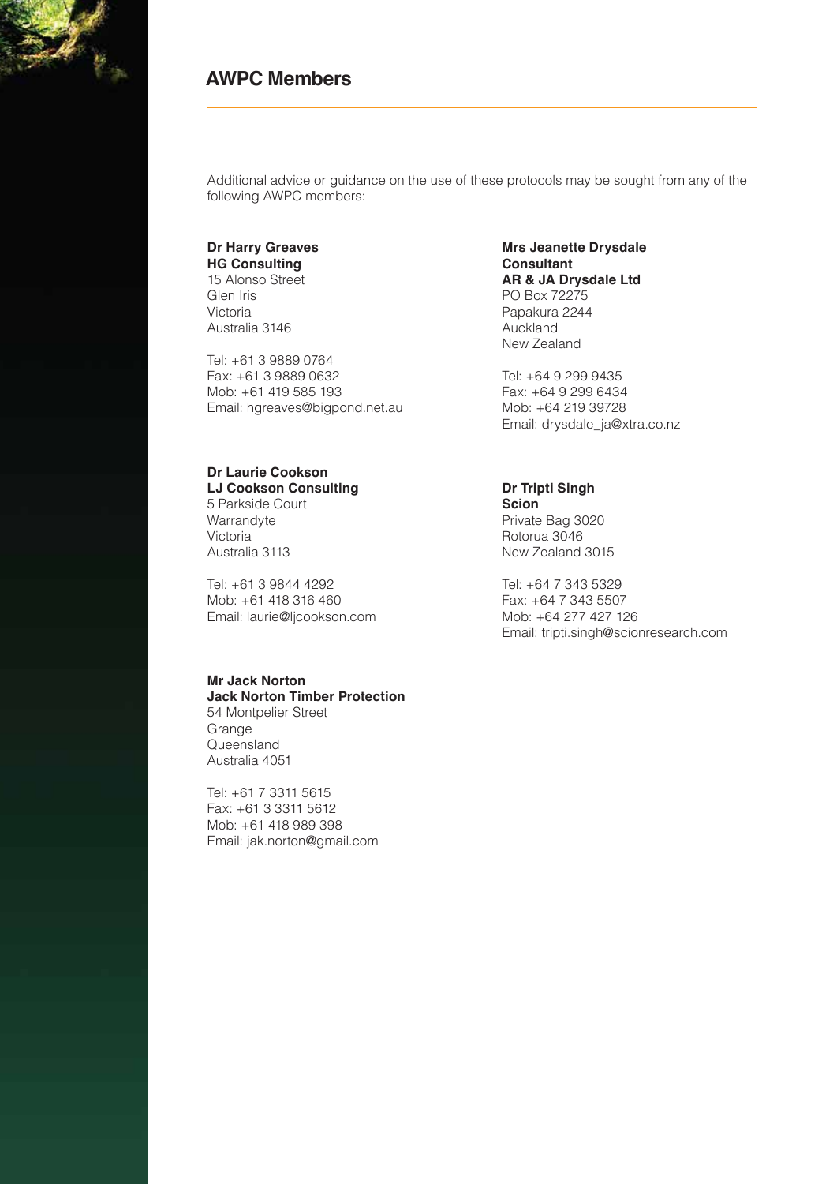## AWPC Members

Additional advice or guidance on the use of these protocols may be sought from any of the following AWPC members:

**Dr Harry Greaves**
**HG Consulting**
15 Alonso Street
Glen Iris
Victoria
Australia 3146

Tel: +61 3 9889 0764
Fax: +61 3 9889 0632
Mob: +61 419 585 193
Email: hgreaves@bigpond.net.au

**Dr Laurie Cookson**
**LJ Cookson Consulting**
5 Parkside Court
Warrandyte
Victoria
Australia 3113

Tel: +61 3 9844 4292
Mob: +61 418 316 460
Email: laurie@ljcookson.com

**Mr Jack Norton**
**Jack Norton Timber Protection**
54 Montpelier Street
Grange
Queensland
Australia 4051

Tel: +61 7 3311 5615
Fax: +61 3 3311 5612
Mob: +61 418 989 398
Email: jak.norton@gmail.com

**Mrs Jeanette Drysdale**
**Consultant**
**AR & JA Drysdale Ltd**
PO Box 72275
Papakura 2244
Auckland
New Zealand

Tel: +64 9 299 9435
Fax: +64 9 299 6434
Mob: +64 219 39728
Email: drysdale_ja@xtra.co.nz

**Dr Tripti Singh**
**Scion**
Private Bag 3020
Rotorua 3046
New Zealand 3015

Tel: +64 7 343 5329
Fax: +64 7 343 5507
Mob: +64 277 427 126
Email: tripti.singh@scionresearch.com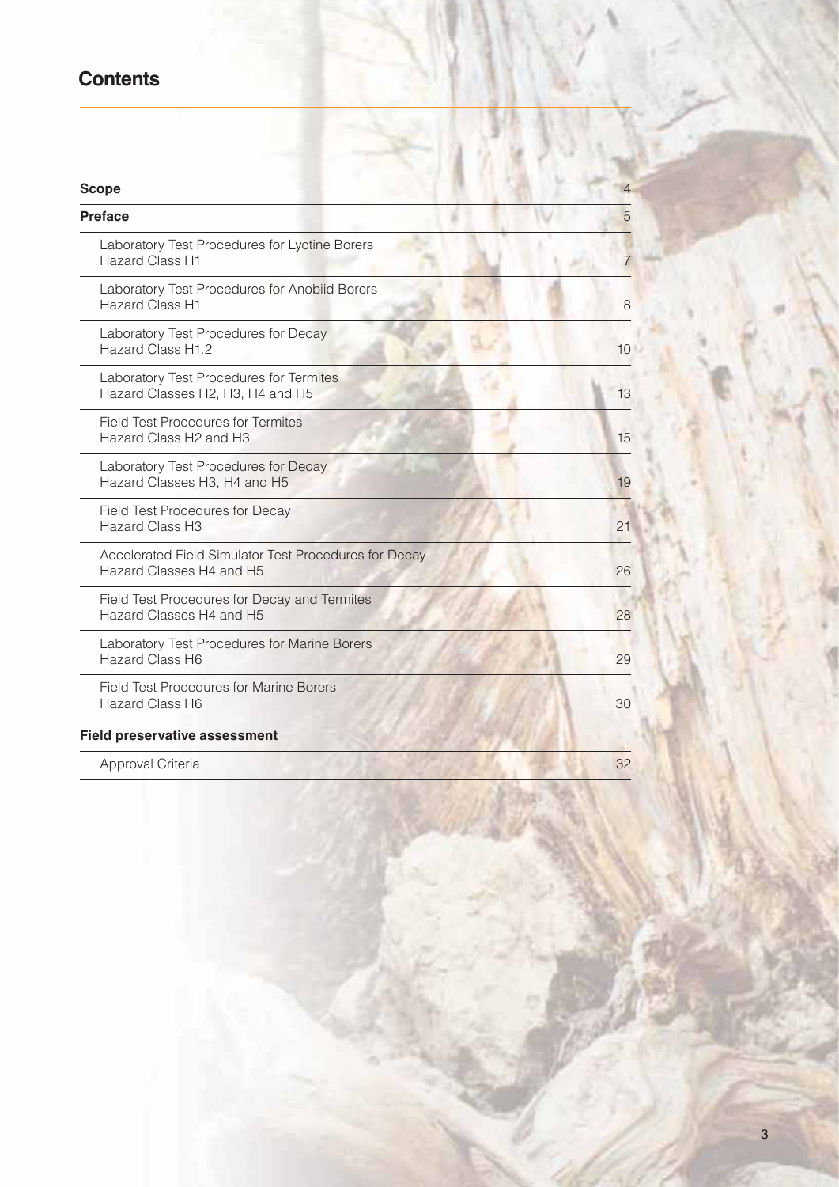# Contents

| | |
|---|---|
| **Scope** | 4 |
| **Preface** | 5 |
| Laboratory Test Procedures for Lyctine Borers Hazard Class H1 | 7 |
| Laboratory Test Procedures for Anobiid Borers Hazard Class H1 | 8 |
| Laboratory Test Procedures for Decay Hazard Class H1.2 | 10 |
| Laboratory Test Procedures for Termites Hazard Classes H2, H3, H4 and H5 | 13 |
| Field Test Procedures for Termites Hazard Class H2 and H3 | 15 |
| Laboratory Test Procedures for Decay Hazard Classes H3, H4 and H5 | 19 |
| Field Test Procedures for Decay Hazard Class H3 | 21 |
| Accelerated Field Simulator Test Procedures for Decay Hazard Classes H4 and H5 | 26 |
| Field Test Procedures for Decay and Termites Hazard Classes H4 and H5 | 28 |
| Laboratory Test Procedures for Marine Borers Hazard Class H6 | 29 |
| Field Test Procedures for Marine Borers Hazard Class H6 | 30 |
| **Field preservative assessment** | |
| Approval Criteria | 32 |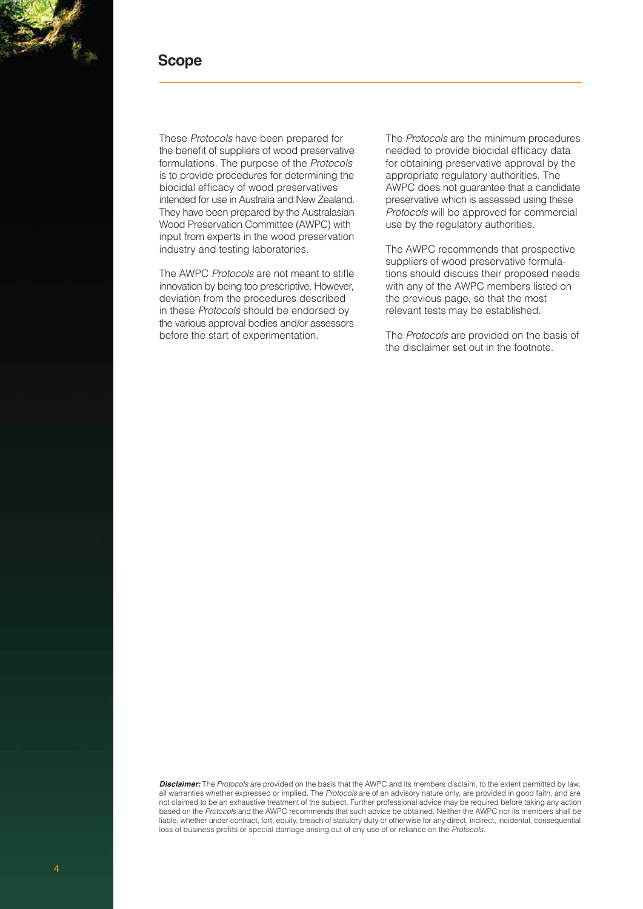## Scope

These *Protocols* have been prepared for the benefit of suppliers of wood preservative formulations. The purpose of the *Protocols* is to provide procedures for determining the biocidal efficacy of wood preservatives intended for use in Australia and New Zealand. They have been prepared by the Australasian Wood Preservation Committee (AWPC) with input from experts in the wood preservation industry and testing laboratories.

The AWPC *Protocols* are not meant to stifle innovation by being too prescriptive. However, deviation from the procedures described in these *Protocols* should be endorsed by the various approval bodies and/or assessors before the start of experimentation.

The *Protocols* are the minimum procedures needed to provide biocidal efficacy data for obtaining preservative approval by the appropriate regulatory authorities. The AWPC does not guarantee that a candidate preservative which is assessed using these *Protocols* will be approved for commercial use by the regulatory authorities.

The AWPC recommends that prospective suppliers of wood preservative formulations should discuss their proposed needs with any of the AWPC members listed on the previous page, so that the most relevant tests may be established.

The *Protocols* are provided on the basis of the disclaimer set out in the footnote.

***Disclaimer:*** The *Protocols* are provided on the basis that the AWPC and its members disclaim, to the extent permitted by law, all warranties whether expressed or implied. The *Protocols* are of an advisory nature only, are provided in good faith, and are not claimed to be an exhaustive treatment of the subject. Further professional advice may be required before taking any action based on the *Protocols* and the AWPC recommends that such advice be obtained. Neither the AWPC nor its members shall be liable, whether under contract, tort, equity, breach of statutory duty or otherwise for any direct, indirect, incidental, consequential loss of business profits or special damage arising out of any use of or reliance on the *Protocols*.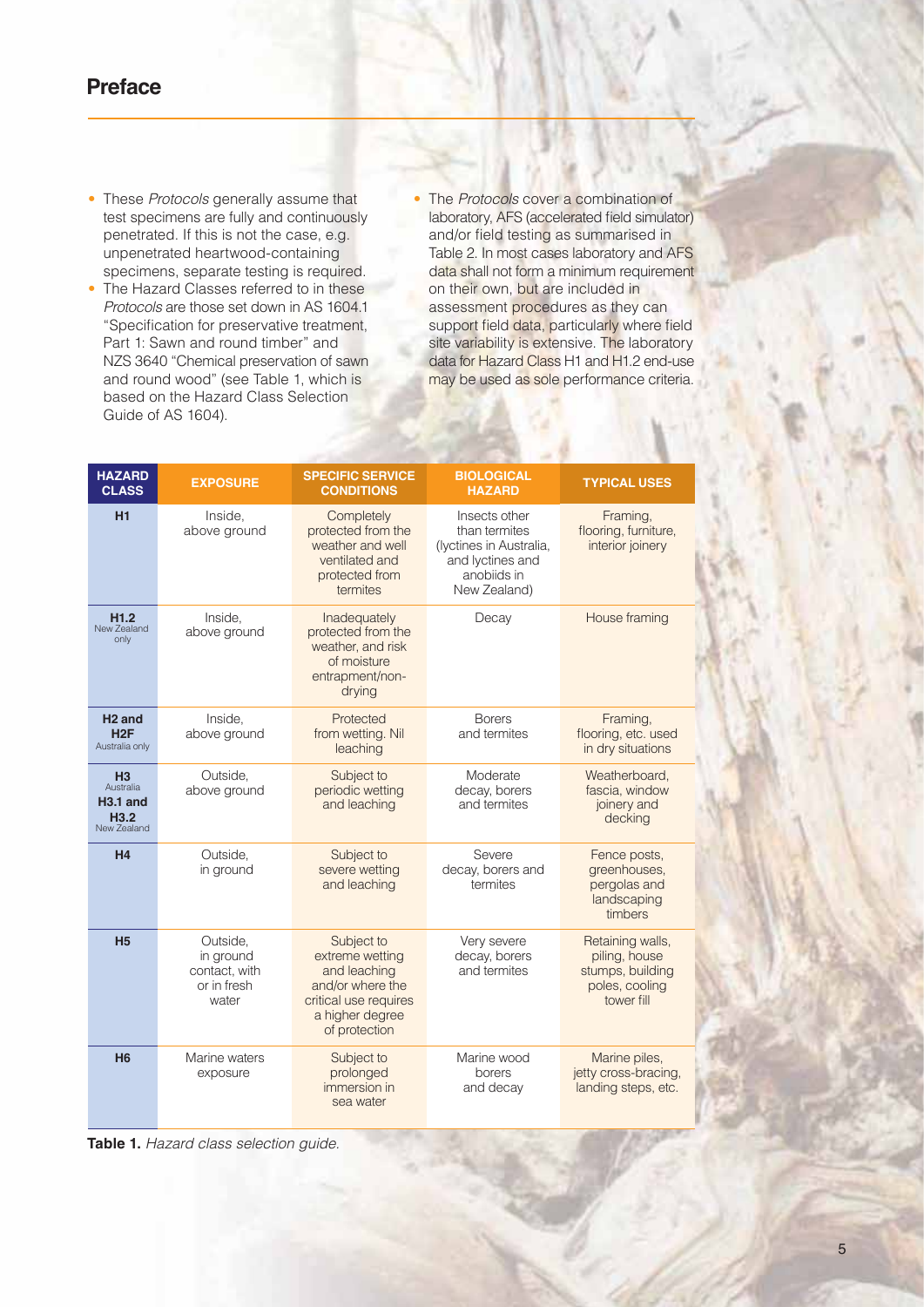# Preface

- These *Protocols* generally assume that test specimens are fully and continuously penetrated. If this is not the case, e.g. unpenetrated heartwood-containing specimens, separate testing is required.
- The Hazard Classes referred to in these *Protocols* are those set down in AS 1604.1 "Specification for preservative treatment, Part 1: Sawn and round timber" and NZS 3640 "Chemical preservation of sawn and round wood" (see Table 1, which is based on the Hazard Class Selection Guide of AS 1604).
- The *Protocols* cover a combination of laboratory, AFS (accelerated field simulator) and/or field testing as summarised in Table 2. In most cases laboratory and AFS data shall not form a minimum requirement on their own, but are included in assessment procedures as they can support field data, particularly where field site variability is extensive. The laboratory data for Hazard Class H1 and H1.2 end-use may be used as sole performance criteria.

| HAZARD CLASS | EXPOSURE | SPECIFIC SERVICE CONDITIONS | BIOLOGICAL HAZARD | TYPICAL USES |
|---|---|---|---|---|
| **H1** | Inside, above ground | Completely protected from the weather and well ventilated and protected from termites | Insects other than termites (lyctines in Australia, and lyctines and anobiids in New Zealand) | Framing, flooring, furniture, interior joinery |
| **H1.2** New Zealand only | Inside, above ground | Inadequately protected from the weather, and risk of moisture entrapment/non-drying | Decay | House framing |
| **H2 and H2F** Australia only | Inside, above ground | Protected from wetting. Nil leaching | Borers and termites | Framing, flooring, etc. used in dry situations |
| **H3** Australia **H3.1 and H3.2** New Zealand | Outside, above ground | Subject to periodic wetting and leaching | Moderate decay, borers and termites | Weatherboard, fascia, window joinery and decking |
| **H4** | Outside, in ground | Subject to severe wetting and leaching | Severe decay, borers and termites | Fence posts, greenhouses, pergolas and landscaping timbers |
| **H5** | Outside, in ground contact, with or in fresh water | Subject to extreme wetting and leaching and/or where the critical use requires a higher degree of protection | Very severe decay, borers and termites | Retaining walls, piling, house stumps, building poles, cooling tower fill |
| **H6** | Marine waters exposure | Subject to prolonged immersion in sea water | Marine wood borers and decay | Marine piles, jetty cross-bracing, landing steps, etc. |

**Table 1.** *Hazard class selection guide.*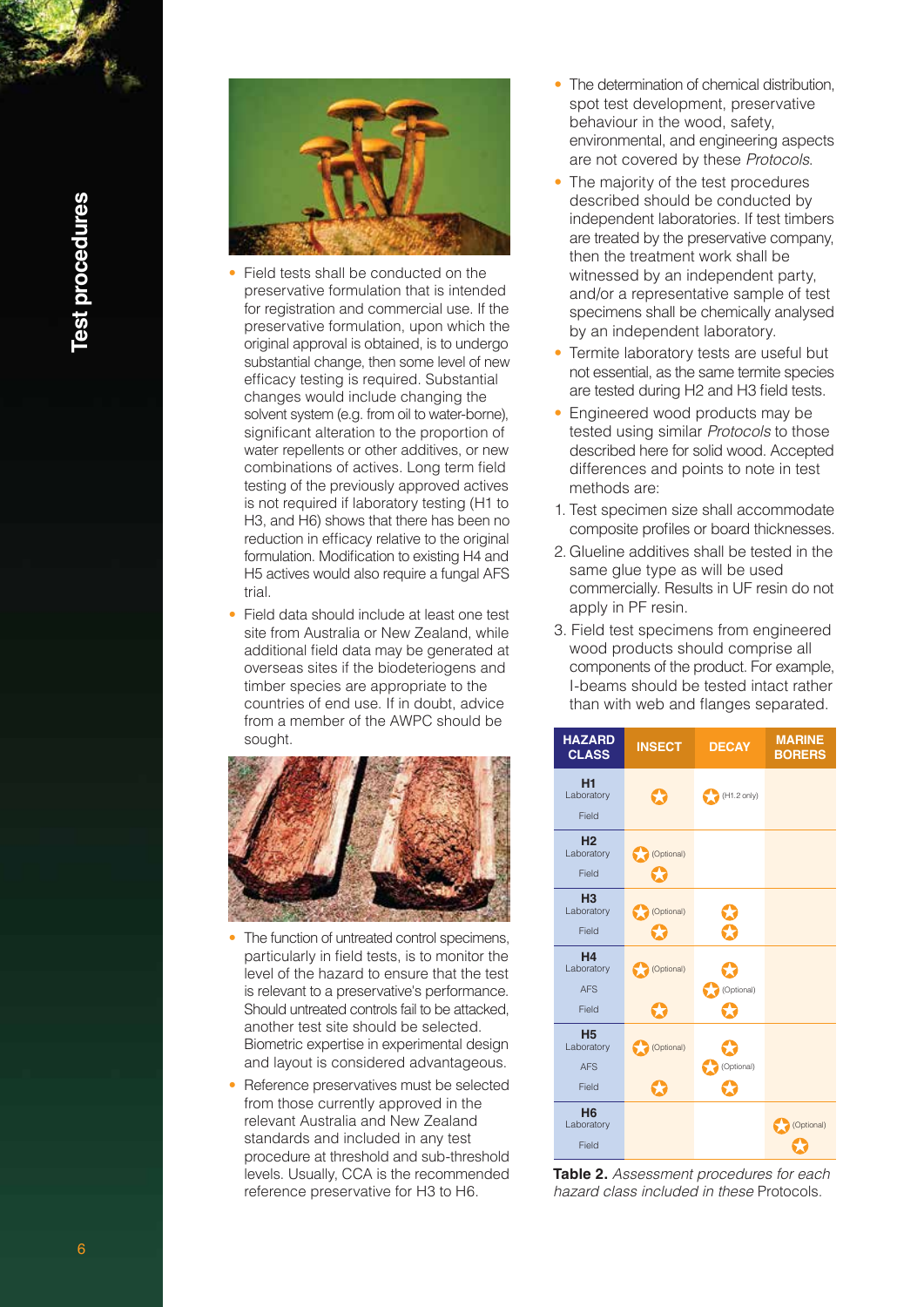- Field tests shall be conducted on the preservative formulation that is intended for registration and commercial use. If the preservative formulation, upon which the original approval is obtained, is to undergo substantial change, then some level of new efficacy testing is required. Substantial changes would include changing the solvent system (e.g. from oil to water-borne), significant alteration to the proportion of water repellents or other additives, or new combinations of actives. Long term field testing of the previously approved actives is not required if laboratory testing (H1 to H3, and H6) shows that there has been no reduction in efficacy relative to the original formulation. Modification to existing H4 and H5 actives would also require a fungal AFS trial.
- Field data should include at least one test site from Australia or New Zealand, while additional field data may be generated at overseas sites if the biodeteriogens and timber species are appropriate to the countries of end use. If in doubt, advice from a member of the AWPC should be sought.
- The function of untreated control specimens, particularly in field tests, is to monitor the level of the hazard to ensure that the test is relevant to a preservative's performance. Should untreated controls fail to be attacked, another test site should be selected. Biometric expertise in experimental design and layout is considered advantageous.
- Reference preservatives must be selected from those currently approved in the relevant Australia and New Zealand standards and included in any test procedure at threshold and sub-threshold levels. Usually, CCA is the recommended reference preservative for H3 to H6.
- The determination of chemical distribution, spot test development, preservative behaviour in the wood, safety, environmental, and engineering aspects are not covered by these *Protocols*.
- The majority of the test procedures described should be conducted by independent laboratories. If test timbers are treated by the preservative company, then the treatment work shall be witnessed by an independent party, and/or a representative sample of test specimens shall be chemically analysed by an independent laboratory.
- Termite laboratory tests are useful but not essential, as the same termite species are tested during H2 and H3 field tests.
- Engineered wood products may be tested using similar *Protocols* to those described here for solid wood. Accepted differences and points to note in test methods are:

1. Test specimen size shall accommodate composite profiles or board thicknesses.
2. Glueline additives shall be tested in the same glue type as will be used commercially. Results in UF resin do not apply in PF resin.
3. Field test specimens from engineered wood products should comprise all components of the product. For example, I-beams should be tested intact rather than with web and flanges separated.

| HAZARD CLASS | INSECT | DECAY | MARINE BORERS |
|---|---|---|---|
| **H1** Laboratory | ★ | ★ (H1.2 only) | |
| Field | | | |
| **H2** Laboratory | ★ (Optional) | | |
| Field | ★ | | |
| **H3** Laboratory | ★ (Optional) | ★ | |
| Field | ★ | ★ | |
| **H4** Laboratory | ★ (Optional) | ★ | |
| AFS | | ★ (Optional) | |
| Field | ★ | ★ | |
| **H5** Laboratory | ★ (Optional) | ★ | |
| AFS | | ★ (Optional) | |
| Field | ★ | ★ | |
| **H6** Laboratory | | | ★ (Optional) |
| Field | | | ★ |

**Table 2.** *Assessment procedures for each hazard class included in these* Protocols.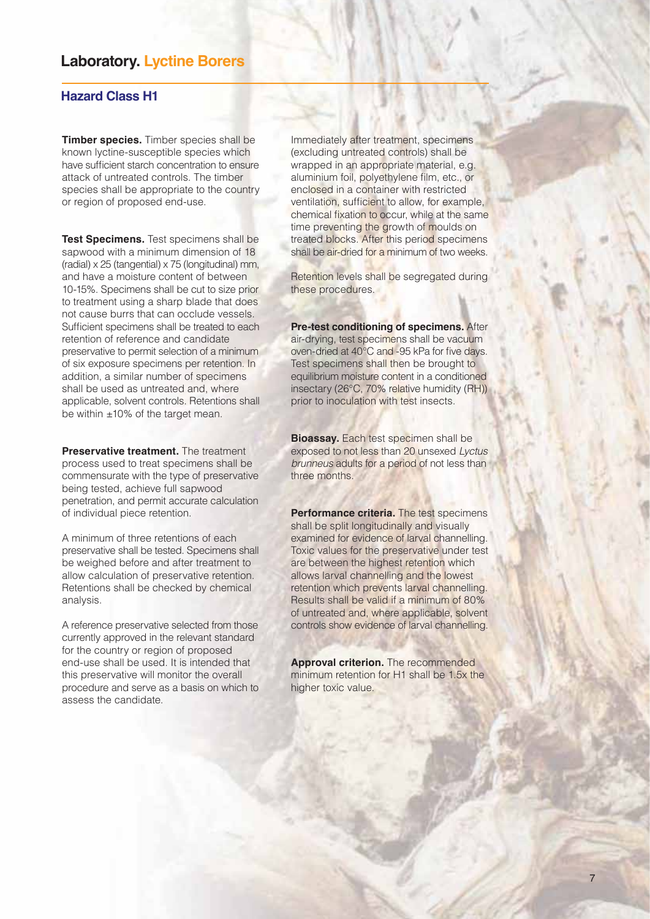# Laboratory. Lyctine Borers

## Hazard Class H1

**Timber species.** Timber species shall be known lyctine-susceptible species which have sufficient starch concentration to ensure attack of untreated controls. The timber species shall be appropriate to the country or region of proposed end-use.

**Test Specimens.** Test specimens shall be sapwood with a minimum dimension of 18 (radial) x 25 (tangential) x 75 (longitudinal) mm, and have a moisture content of between 10-15%. Specimens shall be cut to size prior to treatment using a sharp blade that does not cause burrs that can occlude vessels. Sufficient specimens shall be treated to each retention of reference and candidate preservative to permit selection of a minimum of six exposure specimens per retention. In addition, a similar number of specimens shall be used as untreated and, where applicable, solvent controls. Retentions shall be within ±10% of the target mean.

**Preservative treatment.** The treatment process used to treat specimens shall be commensurate with the type of preservative being tested, achieve full sapwood penetration, and permit accurate calculation of individual piece retention.

A minimum of three retentions of each preservative shall be tested. Specimens shall be weighed before and after treatment to allow calculation of preservative retention. Retentions shall be checked by chemical analysis.

A reference preservative selected from those currently approved in the relevant standard for the country or region of proposed end-use shall be used. It is intended that this preservative will monitor the overall procedure and serve as a basis on which to assess the candidate.

Immediately after treatment, specimens (excluding untreated controls) shall be wrapped in an appropriate material, e.g. aluminium foil, polyethylene film, etc., or enclosed in a container with restricted ventilation, sufficient to allow, for example, chemical fixation to occur, while at the same time preventing the growth of moulds on treated blocks. After this period specimens shall be air-dried for a minimum of two weeks.

Retention levels shall be segregated during these procedures.

**Pre-test conditioning of specimens.** After air-drying, test specimens shall be vacuum oven-dried at 40°C and -95 kPa for five days. Test specimens shall then be brought to equilibrium moisture content in a conditioned insectary (26°C, 70% relative humidity (RH)) prior to inoculation with test insects.

**Bioassay.** Each test specimen shall be exposed to not less than 20 unsexed *Lyctus brunneus* adults for a period of not less than three months.

**Performance criteria.** The test specimens shall be split longitudinally and visually examined for evidence of larval channelling. Toxic values for the preservative under test are between the highest retention which allows larval channelling and the lowest retention which prevents larval channelling. Results shall be valid if a minimum of 80% of untreated and, where applicable, solvent controls show evidence of larval channelling.

**Approval criterion.** The recommended minimum retention for H1 shall be 1.5x the higher toxic value.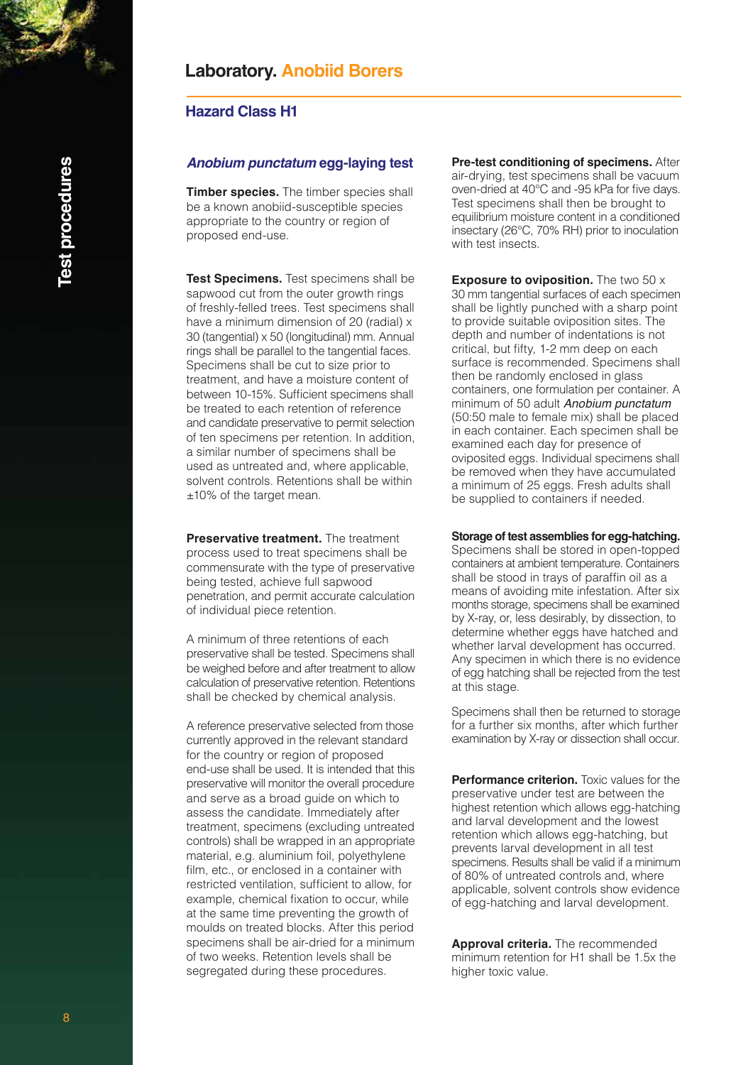# Laboratory. Anobiid Borers

## Hazard Class H1

### *Anobium punctatum* egg-laying test

**Timber species.** The timber species shall be a known anobiid-susceptible species appropriate to the country or region of proposed end-use.

**Test Specimens.** Test specimens shall be sapwood cut from the outer growth rings of freshly-felled trees. Test specimens shall have a minimum dimension of 20 (radial) x 30 (tangential) x 50 (longitudinal) mm. Annual rings shall be parallel to the tangential faces. Specimens shall be cut to size prior to treatment, and have a moisture content of between 10-15%. Sufficient specimens shall be treated to each retention of reference and candidate preservative to permit selection of ten specimens per retention. In addition, a similar number of specimens shall be used as untreated and, where applicable, solvent controls. Retentions shall be within ±10% of the target mean.

**Preservative treatment.** The treatment process used to treat specimens shall be commensurate with the type of preservative being tested, achieve full sapwood penetration, and permit accurate calculation of individual piece retention.

A minimum of three retentions of each preservative shall be tested. Specimens shall be weighed before and after treatment to allow calculation of preservative retention. Retentions shall be checked by chemical analysis.

A reference preservative selected from those currently approved in the relevant standard for the country or region of proposed end-use shall be used. It is intended that this preservative will monitor the overall procedure and serve as a broad guide on which to assess the candidate. Immediately after treatment, specimens (excluding untreated controls) shall be wrapped in an appropriate material, e.g. aluminium foil, polyethylene film, etc., or enclosed in a container with restricted ventilation, sufficient to allow, for example, chemical fixation to occur, while at the same time preventing the growth of moulds on treated blocks. After this period specimens shall be air-dried for a minimum of two weeks. Retention levels shall be segregated during these procedures.

**Pre-test conditioning of specimens.** After air-drying, test specimens shall be vacuum oven-dried at 40°C and -95 kPa for five days. Test specimens shall then be brought to equilibrium moisture content in a conditioned insectary (26°C, 70% RH) prior to inoculation with test insects.

**Exposure to oviposition.** The two 50 x 30 mm tangential surfaces of each specimen shall be lightly punched with a sharp point to provide suitable oviposition sites. The depth and number of indentations is not critical, but fifty, 1-2 mm deep on each surface is recommended. Specimens shall then be randomly enclosed in glass containers, one formulation per container. A minimum of 50 adult *Anobium punctatum* (50:50 male to female mix) shall be placed in each container. Each specimen shall be examined each day for presence of oviposited eggs. Individual specimens shall be removed when they have accumulated a minimum of 25 eggs. Fresh adults shall be supplied to containers if needed.

**Storage of test assemblies for egg-hatching.** Specimens shall be stored in open-topped containers at ambient temperature. Containers shall be stood in trays of paraffin oil as a means of avoiding mite infestation. After six months storage, specimens shall be examined by X-ray, or, less desirably, by dissection, to determine whether eggs have hatched and whether larval development has occurred. Any specimen in which there is no evidence of egg hatching shall be rejected from the test at this stage.

Specimens shall then be returned to storage for a further six months, after which further examination by X-ray or dissection shall occur.

**Performance criterion.** Toxic values for the preservative under test are between the highest retention which allows egg-hatching and larval development and the lowest retention which allows egg-hatching, but prevents larval development in all test specimens. Results shall be valid if a minimum of 80% of untreated controls and, where applicable, solvent controls show evidence of egg-hatching and larval development.

**Approval criteria.** The recommended minimum retention for H1 shall be 1.5x the higher toxic value.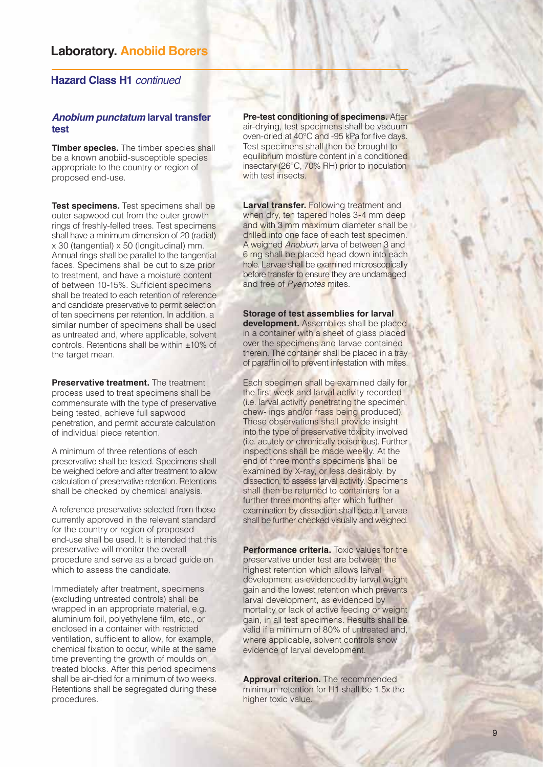# Laboratory. Anobiid Borers

## Hazard Class H1 *continued*

### *Anobium punctatum* larval transfer test

**Timber species.** The timber species shall be a known anobiid-susceptible species appropriate to the country or region of proposed end-use.

**Test specimens.** Test specimens shall be outer sapwood cut from the outer growth rings of freshly-felled trees. Test specimens shall have a minimum dimension of 20 (radial) x 30 (tangential) x 50 (longitudinal) mm. Annual rings shall be parallel to the tangential faces. Specimens shall be cut to size prior to treatment, and have a moisture content of between 10-15%. Sufficient specimens shall be treated to each retention of reference and candidate preservative to permit selection of ten specimens per retention. In addition, a similar number of specimens shall be used as untreated and, where applicable, solvent controls. Retentions shall be within ±10% of the target mean.

**Preservative treatment.** The treatment process used to treat specimens shall be commensurate with the type of preservative being tested, achieve full sapwood penetration, and permit accurate calculation of individual piece retention.

A minimum of three retentions of each preservative shall be tested. Specimens shall be weighed before and after treatment to allow calculation of preservative retention. Retentions shall be checked by chemical analysis.

A reference preservative selected from those currently approved in the relevant standard for the country or region of proposed end-use shall be used. It is intended that this preservative will monitor the overall procedure and serve as a broad guide on which to assess the candidate.

Immediately after treatment, specimens (excluding untreated controls) shall be wrapped in an appropriate material, e.g. aluminium foil, polyethylene film, etc., or enclosed in a container with restricted ventilation, sufficient to allow, for example, chemical fixation to occur, while at the same time preventing the growth of moulds on treated blocks. After this period specimens shall be air-dried for a minimum of two weeks. Retentions shall be segregated during these procedures.

**Pre-test conditioning of specimens.** After air-drying, test specimens shall be vacuum oven-dried at 40°C and -95 kPa for five days. Test specimens shall then be brought to equilibrium moisture content in a conditioned insectary (26°C, 70% RH) prior to inoculation with test insects.

**Larval transfer.** Following treatment and when dry, ten tapered holes 3-4 mm deep and with 3 mm maximum diameter shall be drilled into one face of each test specimen. A weighed *Anobium* larva of between 3 and 6 mg shall be placed head down into each hole. Larvae shall be examined microscopically before transfer to ensure they are undamaged and free of *Pyemotes* mites.

**Storage of test assemblies for larval development.** Assemblies shall be placed in a container with a sheet of glass placed over the specimens and larvae contained therein. The container shall be placed in a tray of paraffin oil to prevent infestation with mites.

Each specimen shall be examined daily for the first week and larval activity recorded (i.e. larval activity penetrating the specimen, chew- ings and/or frass being produced). These observations shall provide insight into the type of preservative toxicity involved (i.e. acutely or chronically poisonous). Further inspections shall be made weekly. At the end of three months specimens shall be examined by X-ray, or less desirably, by dissection, to assess larval activity. Specimens shall then be returned to containers for a further three months after which further examination by dissection shall occur. Larvae shall be further checked visually and weighed.

**Performance criteria.** Toxic values for the preservative under test are between the highest retention which allows larval development as evidenced by larval weight gain and the lowest retention which prevents larval development, as evidenced by mortality or lack of active feeding or weight gain, in all test specimens. Results shall be valid if a minimum of 80% of untreated and, where applicable, solvent controls show evidence of larval development.

**Approval criterion.** The recommended minimum retention for H1 shall be 1.5x the higher toxic value.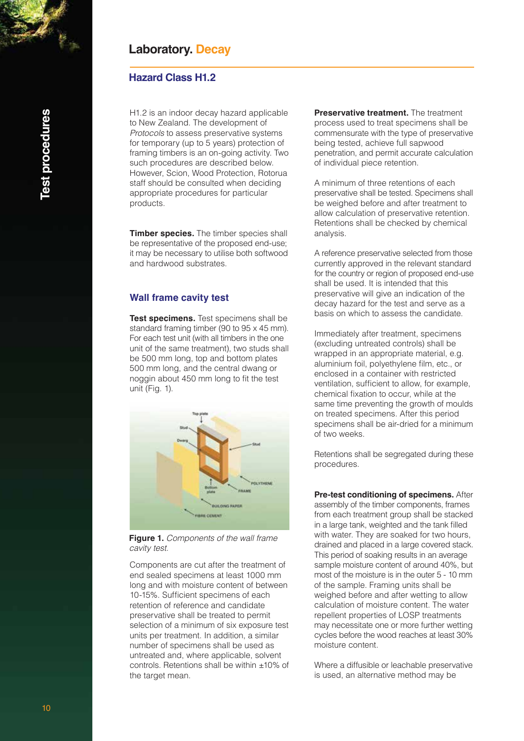# Laboratory. Decay

## Hazard Class H1.2

H1.2 is an indoor decay hazard applicable to New Zealand. The development of *Protocols* to assess preservative systems for temporary (up to 5 years) protection of framing timbers is an on-going activity. Two such procedures are described below. However, Scion, Wood Protection, Rotorua staff should be consulted when deciding appropriate procedures for particular products.

**Timber species.** The timber species shall be representative of the proposed end-use; it may be necessary to utilise both softwood and hardwood substrates.

### Wall frame cavity test

**Test specimens.** Test specimens shall be standard framing timber (90 to 95 x 45 mm). For each test unit (with all timbers in the one unit of the same treatment), two studs shall be 500 mm long, top and bottom plates 500 mm long, and the central dwang or noggin about 450 mm long to fit the test unit (Fig. 1).

**Figure 1.** *Components of the wall frame cavity test.*

Components are cut after the treatment of end sealed specimens at least 1000 mm long and with moisture content of between 10-15%. Sufficient specimens of each retention of reference and candidate preservative shall be treated to permit selection of a minimum of six exposure test units per treatment. In addition, a similar number of specimens shall be used as untreated and, where applicable, solvent controls. Retentions shall be within ±10% of the target mean.

**Preservative treatment.** The treatment process used to treat specimens shall be commensurate with the type of preservative being tested, achieve full sapwood penetration, and permit accurate calculation of individual piece retention.

A minimum of three retentions of each preservative shall be tested. Specimens shall be weighed before and after treatment to allow calculation of preservative retention. Retentions shall be checked by chemical analysis.

A reference preservative selected from those currently approved in the relevant standard for the country or region of proposed end-use shall be used. It is intended that this preservative will give an indication of the decay hazard for the test and serve as a basis on which to assess the candidate.

Immediately after treatment, specimens (excluding untreated controls) shall be wrapped in an appropriate material, e.g. aluminium foil, polyethylene film, etc., or enclosed in a container with restricted ventilation, sufficient to allow, for example, chemical fixation to occur, while at the same time preventing the growth of moulds on treated specimens. After this period specimens shall be air-dried for a minimum of two weeks.

Retentions shall be segregated during these procedures.

**Pre-test conditioning of specimens.** After assembly of the timber components, frames from each treatment group shall be stacked in a large tank, weighted and the tank filled with water. They are soaked for two hours, drained and placed in a large covered stack. This period of soaking results in an average sample moisture content of around 40%, but most of the moisture is in the outer 5 - 10 mm of the sample. Framing units shall be weighed before and after wetting to allow calculation of moisture content. The water repellent properties of LOSP treatments may necessitate one or more further wetting cycles before the wood reaches at least 30% moisture content.

Where a diffusible or leachable preservative is used, an alternative method may be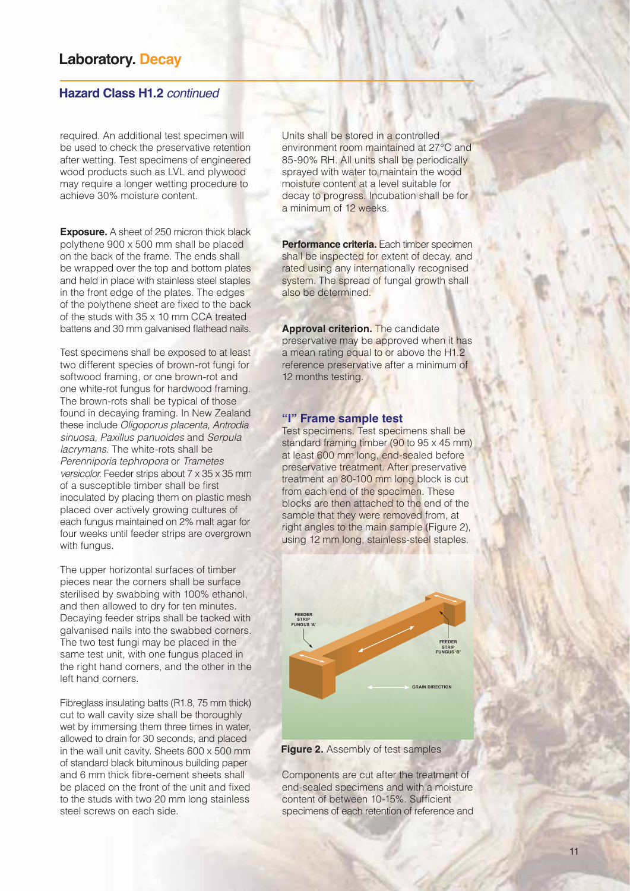# Laboratory. Decay

## Hazard Class H1.2 *continued*

required. An additional test specimen will be used to check the preservative retention after wetting. Test specimens of engineered wood products such as LVL and plywood may require a longer wetting procedure to achieve 30% moisture content.

**Exposure.** A sheet of 250 micron thick black polythene 900 x 500 mm shall be placed on the back of the frame. The ends shall be wrapped over the top and bottom plates and held in place with stainless steel staples in the front edge of the plates. The edges of the polythene sheet are fixed to the back of the studs with 35 x 10 mm CCA treated battens and 30 mm galvanised flathead nails.

Test specimens shall be exposed to at least two different species of brown-rot fungi for softwood framing, or one brown-rot and one white-rot fungus for hardwood framing. The brown-rots shall be typical of those found in decaying framing. In New Zealand these include *Oligoporus placenta*, *Antrodia sinuosa*, *Paxillus panuoides* and *Serpula lacrymans*. The white-rots shall be *Perenniporia tephropora* or *Trametes versicolor*. Feeder strips about 7 x 35 x 35 mm of a susceptible timber shall be first inoculated by placing them on plastic mesh placed over actively growing cultures of each fungus maintained on 2% malt agar for four weeks until feeder strips are overgrown with fungus.

The upper horizontal surfaces of timber pieces near the corners shall be surface sterilised by swabbing with 100% ethanol, and then allowed to dry for ten minutes. Decaying feeder strips shall be tacked with galvanised nails into the swabbed corners. The two test fungi may be placed in the same test unit, with one fungus placed in the right hand corners, and the other in the left hand corners.

Fibreglass insulating batts (R1.8, 75 mm thick) cut to wall cavity size shall be thoroughly wet by immersing them three times in water, allowed to drain for 30 seconds, and placed in the wall unit cavity. Sheets 600 x 500 mm of standard black bituminous building paper and 6 mm thick fibre-cement sheets shall be placed on the front of the unit and fixed to the studs with two 20 mm long stainless steel screws on each side.

Units shall be stored in a controlled environment room maintained at 27°C and 85-90% RH. All units shall be periodically sprayed with water to maintain the wood moisture content at a level suitable for decay to progress. Incubation shall be for a minimum of 12 weeks.

**Performance criteria.** Each timber specimen shall be inspected for extent of decay, and rated using any internationally recognised system. The spread of fungal growth shall also be determined.

**Approval criterion.** The candidate preservative may be approved when it has a mean rating equal to or above the H1.2 reference preservative after a minimum of 12 months testing.

### "I" Frame sample test

Test specimens. Test specimens shall be standard framing timber (90 to 95 x 45 mm) at least 600 mm long, end-sealed before preservative treatment. After preservative treatment an 80-100 mm long block is cut from each end of the specimen. These blocks are then attached to the end of the sample that they were removed from, at right angles to the main sample (Figure 2), using 12 mm long, stainless-steel staples.

**Figure 2.** Assembly of test samples

Components are cut after the treatment of end-sealed specimens and with a moisture content of between 10-15%. Sufficient specimens of each retention of reference and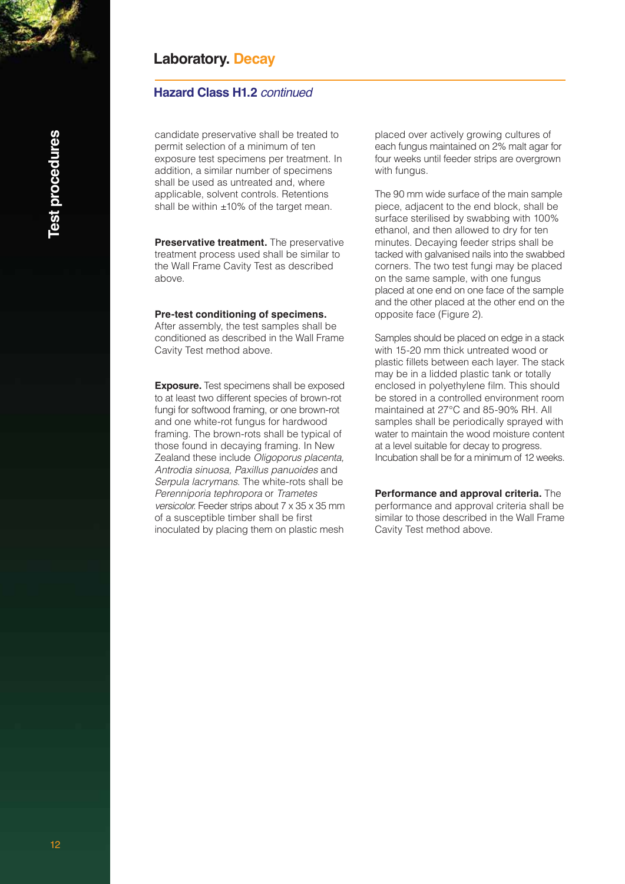## Laboratory. Decay

### Hazard Class H1.2 *continued*

candidate preservative shall be treated to permit selection of a minimum of ten exposure test specimens per treatment. In addition, a similar number of specimens shall be used as untreated and, where applicable, solvent controls. Retentions shall be within ±10% of the target mean.

**Preservative treatment.** The preservative treatment process used shall be similar to the Wall Frame Cavity Test as described above.

**Pre-test conditioning of specimens.** After assembly, the test samples shall be conditioned as described in the Wall Frame Cavity Test method above.

**Exposure.** Test specimens shall be exposed to at least two different species of brown-rot fungi for softwood framing, or one brown-rot and one white-rot fungus for hardwood framing. The brown-rots shall be typical of those found in decaying framing. In New Zealand these include *Oligoporus placenta, Antrodia sinuosa, Paxillus panuoides* and *Serpula lacrymans*. The white-rots shall be *Perenniporia tephropora* or *Trametes versicolor.* Feeder strips about 7 x 35 x 35 mm of a susceptible timber shall be first inoculated by placing them on plastic mesh placed over actively growing cultures of each fungus maintained on 2% malt agar for four weeks until feeder strips are overgrown with fungus.

The 90 mm wide surface of the main sample piece, adjacent to the end block, shall be surface sterilised by swabbing with 100% ethanol, and then allowed to dry for ten minutes. Decaying feeder strips shall be tacked with galvanised nails into the swabbed corners. The two test fungi may be placed on the same sample, with one fungus placed at one end on one face of the sample and the other placed at the other end on the opposite face (Figure 2).

Samples should be placed on edge in a stack with 15-20 mm thick untreated wood or plastic fillets between each layer. The stack may be in a lidded plastic tank or totally enclosed in polyethylene film. This should be stored in a controlled environment room maintained at 27°C and 85-90% RH. All samples shall be periodically sprayed with water to maintain the wood moisture content at a level suitable for decay to progress. Incubation shall be for a minimum of 12 weeks.

**Performance and approval criteria.** The performance and approval criteria shall be similar to those described in the Wall Frame Cavity Test method above.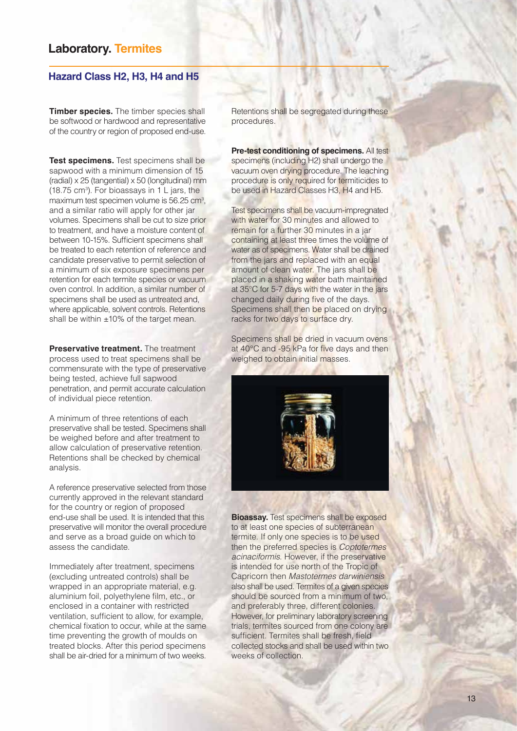# Laboratory. Termites

## Hazard Class H2, H3, H4 and H5

**Timber species.** The timber species shall be softwood or hardwood and representative of the country or region of proposed end-use.

**Test specimens.** Test specimens shall be sapwood with a minimum dimension of 15 (radial) x 25 (tangential) x 50 (longitudinal) mm (18.75 $cm^3$). For bioassays in 1 L jars, the maximum test specimen volume is 56.25 $cm^3$, and a similar ratio will apply for other jar volumes. Specimens shall be cut to size prior to treatment, and have a moisture content of between 10-15%. Sufficient specimens shall be treated to each retention of reference and candidate preservative to permit selection of a minimum of six exposure specimens per retention for each termite species or vacuum oven control. In addition, a similar number of specimens shall be used as untreated and, where applicable, solvent controls. Retentions shall be within ±10% of the target mean.

**Preservative treatment.** The treatment process used to treat specimens shall be commensurate with the type of preservative being tested, achieve full sapwood penetration, and permit accurate calculation of individual piece retention.

A minimum of three retentions of each preservative shall be tested. Specimens shall be weighed before and after treatment to allow calculation of preservative retention. Retentions shall be checked by chemical analysis.

A reference preservative selected from those currently approved in the relevant standard for the country or region of proposed end-use shall be used. It is intended that this preservative will monitor the overall procedure and serve as a broad guide on which to assess the candidate.

Immediately after treatment, specimens (excluding untreated controls) shall be wrapped in an appropriate material, e.g. aluminium foil, polyethylene film, etc., or enclosed in a container with restricted ventilation, sufficient to allow, for example, chemical fixation to occur, while at the same time preventing the growth of moulds on treated blocks. After this period specimens shall be air-dried for a minimum of two weeks. Retentions shall be segregated during these procedures.

**Pre-test conditioning of specimens.** All test specimens (including H2) shall undergo the vacuum oven drying procedure. The leaching procedure is only required for termiticides to be used in Hazard Classes H3, H4 and H5.

Test specimens shall be vacuum-impregnated with water for 30 minutes and allowed to remain for a further 30 minutes in a jar containing at least three times the volume of water as of specimens. Water shall be drained from the jars and replaced with an equal amount of clean water. The jars shall be placed in a shaking water bath maintained at 35°C for 5-7 days with the water in the jars changed daily during five of the days. Specimens shall then be placed on drying racks for two days to surface dry.

Specimens shall be dried in vacuum ovens at 40°C and -95 kPa for five days and then weighed to obtain initial masses.

**Bioassay.** Test specimens shall be exposed to at least one species of subterranean termite. If only one species is to be used then the preferred species is *Coptotermes acinaciformis*. However, if the preservative is intended for use north of the Tropic of Capricorn then *Mastotermes darwiniensis* also shall be used. Termites of a given species should be sourced from a minimum of two, and preferably three, different colonies. However, for preliminary laboratory screening trials, termites sourced from one colony are sufficient. Termites shall be fresh, field collected stocks and shall be used within two weeks of collection.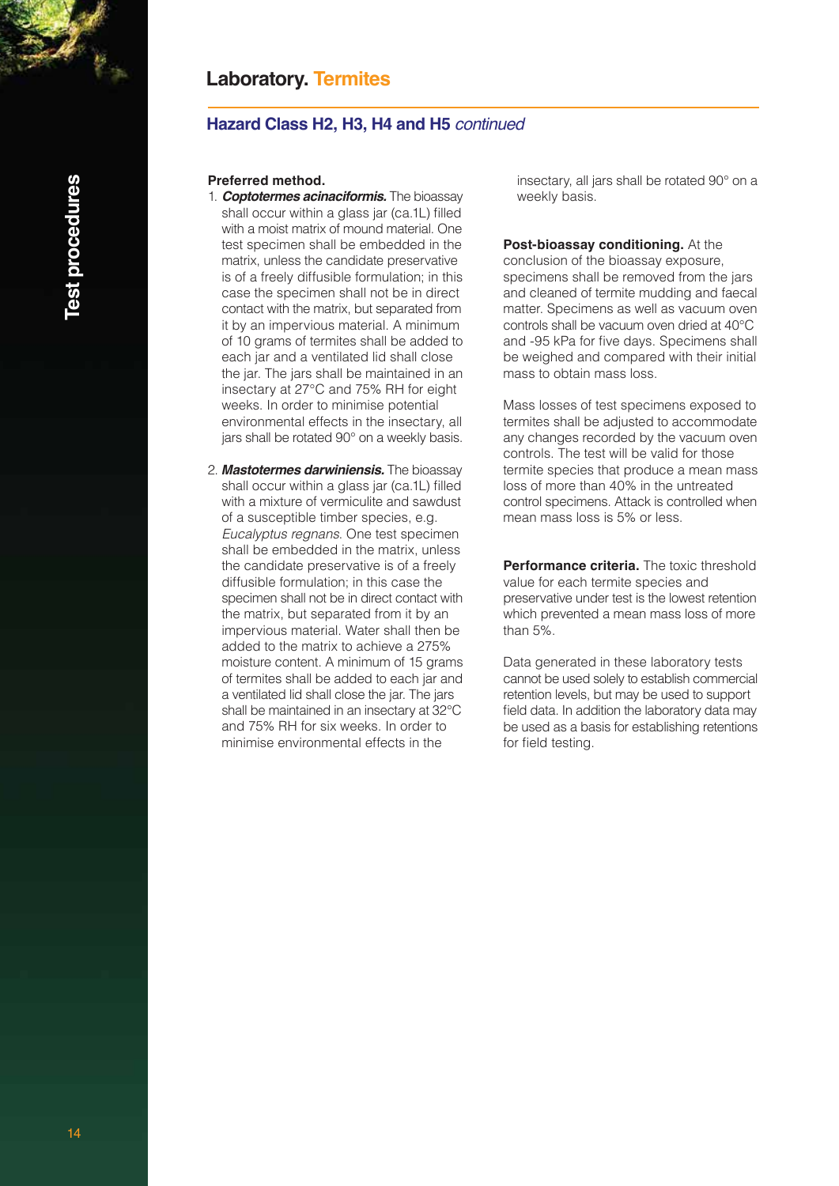# Laboratory. Termites

## Hazard Class H2, H3, H4 and H5 *continued*

**Preferred method.**

1. ***Coptotermes acinaciformis.*** The bioassay shall occur within a glass jar (ca.1L) filled with a moist matrix of mound material. One test specimen shall be embedded in the matrix, unless the candidate preservative is of a freely diffusible formulation; in this case the specimen shall not be in direct contact with the matrix, but separated from it by an impervious material. A minimum of 10 grams of termites shall be added to each jar and a ventilated lid shall close the jar. The jars shall be maintained in an insectary at 27°C and 75% RH for eight weeks. In order to minimise potential environmental effects in the insectary, all jars shall be rotated 90° on a weekly basis.

2. ***Mastotermes darwiniensis.*** The bioassay shall occur within a glass jar (ca.1L) filled with a mixture of vermiculite and sawdust of a susceptible timber species, e.g. *Eucalyptus regnans.* One test specimen shall be embedded in the matrix, unless the candidate preservative is of a freely diffusible formulation; in this case the specimen shall not be in direct contact with the matrix, but separated from it by an impervious material. Water shall then be added to the matrix to achieve a 275% moisture content. A minimum of 15 grams of termites shall be added to each jar and a ventilated lid shall close the jar. The jars shall be maintained in an insectary at 32°C and 75% RH for six weeks. In order to minimise environmental effects in the insectary, all jars shall be rotated 90° on a weekly basis.

**Post-bioassay conditioning.** At the conclusion of the bioassay exposure, specimens shall be removed from the jars and cleaned of termite mudding and faecal matter. Specimens as well as vacuum oven controls shall be vacuum oven dried at 40°C and -95 kPa for five days. Specimens shall be weighed and compared with their initial mass to obtain mass loss.

Mass losses of test specimens exposed to termites shall be adjusted to accommodate any changes recorded by the vacuum oven controls. The test will be valid for those termite species that produce a mean mass loss of more than 40% in the untreated control specimens. Attack is controlled when mean mass loss is 5% or less.

**Performance criteria.** The toxic threshold value for each termite species and preservative under test is the lowest retention which prevented a mean mass loss of more than 5%.

Data generated in these laboratory tests cannot be used solely to establish commercial retention levels, but may be used to support field data. In addition the laboratory data may be used as a basis for establishing retentions for field testing.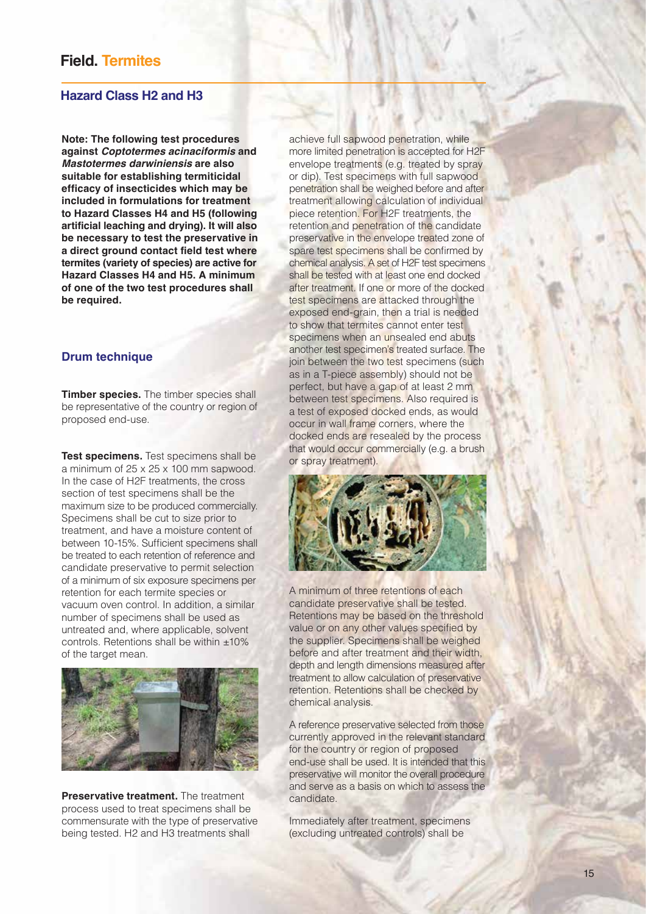# Field. Termites

## Hazard Class H2 and H3

**Note: The following test procedures against *Coptotermes acinaciformis* and *Mastotermes darwiniensis* are also suitable for establishing termiticidal efficacy of insecticides which may be included in formulations for treatment to Hazard Classes H4 and H5 (following artificial leaching and drying). It will also be necessary to test the preservative in a direct ground contact field test where termites (variety of species) are active for Hazard Classes H4 and H5. A minimum of one of the two test procedures shall be required.**

### Drum technique

**Timber species.** The timber species shall be representative of the country or region of proposed end-use.

**Test specimens.** Test specimens shall be a minimum of 25 x 25 x 100 mm sapwood. In the case of H2F treatments, the cross section of test specimens shall be the maximum size to be produced commercially. Specimens shall be cut to size prior to treatment, and have a moisture content of between 10-15%. Sufficient specimens shall be treated to each retention of reference and candidate preservative to permit selection of a minimum of six exposure specimens per retention for each termite species or vacuum oven control. In addition, a similar number of specimens shall be used as untreated and, where applicable, solvent controls. Retentions shall be within ±10% of the target mean.

**Preservative treatment.** The treatment process used to treat specimens shall be commensurate with the type of preservative being tested. H2 and H3 treatments shall achieve full sapwood penetration, while more limited penetration is accepted for H2F envelope treatments (e.g. treated by spray or dip). Test specimens with full sapwood penetration shall be weighed before and after treatment allowing calculation of individual piece retention. For H2F treatments, the retention and penetration of the candidate preservative in the envelope treated zone of spare test specimens shall be confirmed by chemical analysis. A set of H2F test specimens shall be tested with at least one end docked after treatment. If one or more of the docked test specimens are attacked through the exposed end-grain, then a trial is needed to show that termites cannot enter test specimens when an unsealed end abuts another test specimen's treated surface. The join between the two test specimens (such as in a T-piece assembly) should not be perfect, but have a gap of at least 2 mm between test specimens. Also required is a test of exposed docked ends, as would occur in wall frame corners, where the docked ends are resealed by the process that would occur commercially (e.g. a brush or spray treatment).

A minimum of three retentions of each candidate preservative shall be tested. Retentions may be based on the threshold value or on any other values specified by the supplier. Specimens shall be weighed before and after treatment and their width, depth and length dimensions measured after treatment to allow calculation of preservative retention. Retentions shall be checked by chemical analysis.

A reference preservative selected from those currently approved in the relevant standard for the country or region of proposed end-use shall be used. It is intended that this preservative will monitor the overall procedure and serve as a basis on which to assess the candidate.

Immediately after treatment, specimens (excluding untreated controls) shall be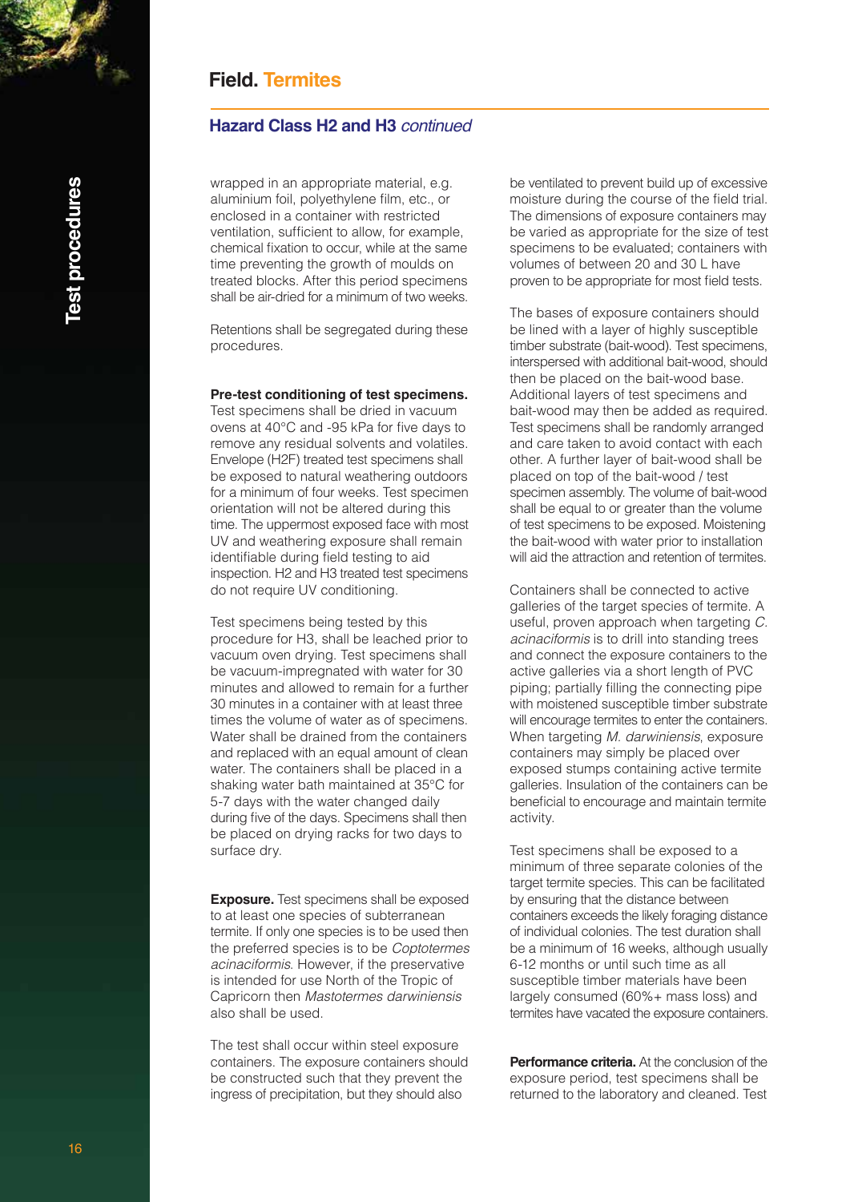## Field. Termites

### Hazard Class H2 and H3 *continued*

wrapped in an appropriate material, e.g. aluminium foil, polyethylene film, etc., or enclosed in a container with restricted ventilation, sufficient to allow, for example, chemical fixation to occur, while at the same time preventing the growth of moulds on treated blocks. After this period specimens shall be air-dried for a minimum of two weeks.

Retentions shall be segregated during these procedures.

**Pre-test conditioning of test specimens.** Test specimens shall be dried in vacuum ovens at 40°C and -95 kPa for five days to remove any residual solvents and volatiles. Envelope (H2F) treated test specimens shall be exposed to natural weathering outdoors for a minimum of four weeks. Test specimen orientation will not be altered during this time. The uppermost exposed face with most UV and weathering exposure shall remain identifiable during field testing to aid inspection. H2 and H3 treated test specimens do not require UV conditioning.

Test specimens being tested by this procedure for H3, shall be leached prior to vacuum oven drying. Test specimens shall be vacuum-impregnated with water for 30 minutes and allowed to remain for a further 30 minutes in a container with at least three times the volume of water as of specimens. Water shall be drained from the containers and replaced with an equal amount of clean water. The containers shall be placed in a shaking water bath maintained at 35°C for 5-7 days with the water changed daily during five of the days. Specimens shall then be placed on drying racks for two days to surface dry.

**Exposure.** Test specimens shall be exposed to at least one species of subterranean termite. If only one species is to be used then the preferred species is to be *Coptotermes acinaciformis*. However, if the preservative is intended for use North of the Tropic of Capricorn then *Mastotermes darwiniensis* also shall be used.

The test shall occur within steel exposure containers. The exposure containers should be constructed such that they prevent the ingress of precipitation, but they should also be ventilated to prevent build up of excessive moisture during the course of the field trial. The dimensions of exposure containers may be varied as appropriate for the size of test specimens to be evaluated; containers with volumes of between 20 and 30 L have proven to be appropriate for most field tests.

The bases of exposure containers should be lined with a layer of highly susceptible timber substrate (bait-wood). Test specimens, interspersed with additional bait-wood, should then be placed on the bait-wood base. Additional layers of test specimens and bait-wood may then be added as required. Test specimens shall be randomly arranged and care taken to avoid contact with each other. A further layer of bait-wood shall be placed on top of the bait-wood / test specimen assembly. The volume of bait-wood shall be equal to or greater than the volume of test specimens to be exposed. Moistening the bait-wood with water prior to installation will aid the attraction and retention of termites.

Containers shall be connected to active galleries of the target species of termite. A useful, proven approach when targeting *C. acinaciformis* is to drill into standing trees and connect the exposure containers to the active galleries via a short length of PVC piping; partially filling the connecting pipe with moistened susceptible timber substrate will encourage termites to enter the containers. When targeting *M. darwiniensis*, exposure containers may simply be placed over exposed stumps containing active termite galleries. Insulation of the containers can be beneficial to encourage and maintain termite activity.

Test specimens shall be exposed to a minimum of three separate colonies of the target termite species. This can be facilitated by ensuring that the distance between containers exceeds the likely foraging distance of individual colonies. The test duration shall be a minimum of 16 weeks, although usually 6-12 months or until such time as all susceptible timber materials have been largely consumed (60%+ mass loss) and termites have vacated the exposure containers.

**Performance criteria.** At the conclusion of the exposure period, test specimens shall be returned to the laboratory and cleaned. Test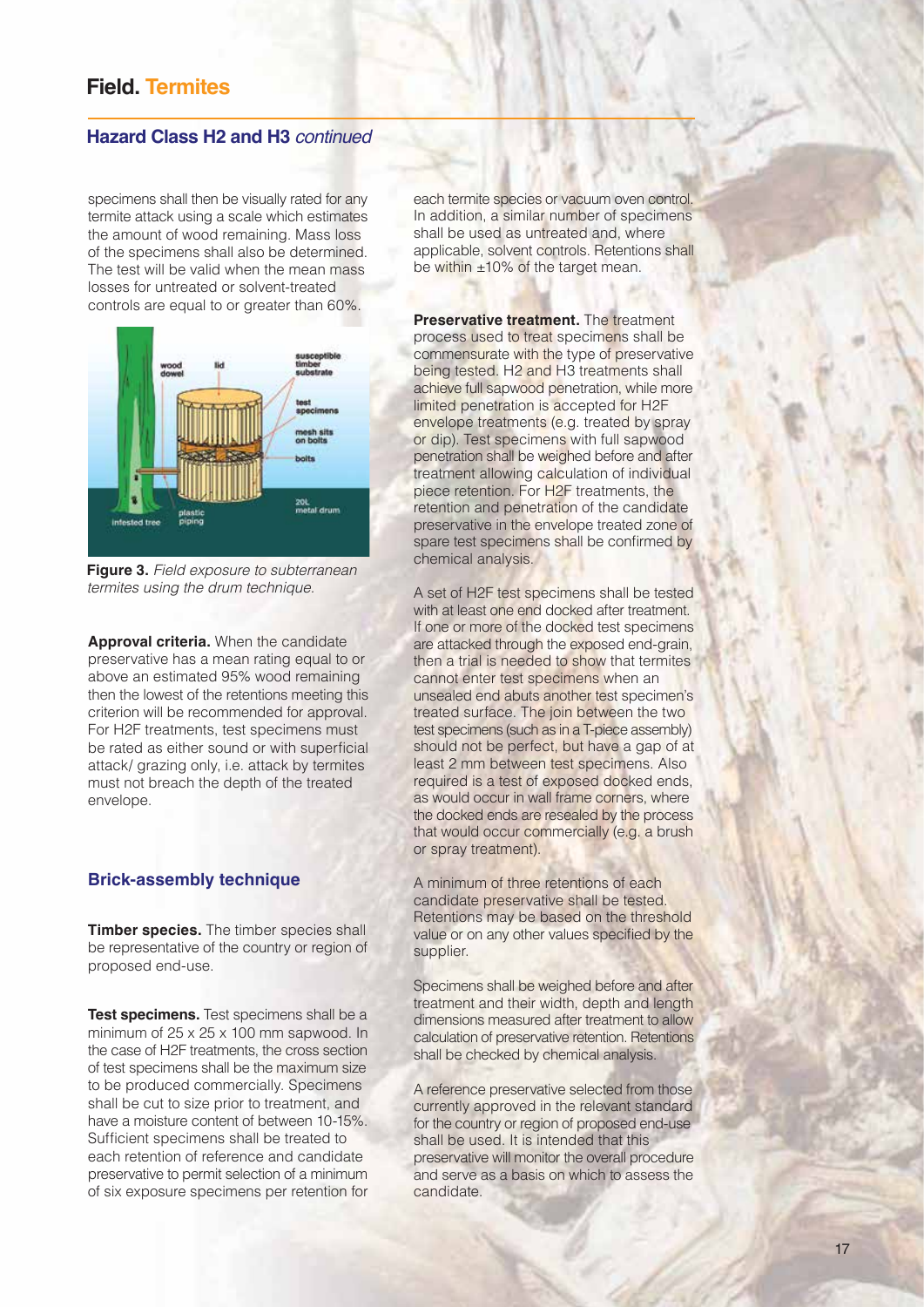# Field. Termites

## Hazard Class H2 and H3 *continued*

specimens shall then be visually rated for any termite attack using a scale which estimates the amount of wood remaining. Mass loss of the specimens shall also be determined. The test will be valid when the mean mass losses for untreated or solvent-treated controls are equal to or greater than 60%.

**Figure 3.** *Field exposure to subterranean termites using the drum technique.*

**Approval criteria.** When the candidate preservative has a mean rating equal to or above an estimated 95% wood remaining then the lowest of the retentions meeting this criterion will be recommended for approval. For H2F treatments, test specimens must be rated as either sound or with superficial attack/ grazing only, i.e. attack by termites must not breach the depth of the treated envelope.

### Brick-assembly technique

**Timber species.** The timber species shall be representative of the country or region of proposed end-use.

**Test specimens.** Test specimens shall be a minimum of 25 x 25 x 100 mm sapwood. In the case of H2F treatments, the cross section of test specimens shall be the maximum size to be produced commercially. Specimens shall be cut to size prior to treatment, and have a moisture content of between 10-15%. Sufficient specimens shall be treated to each retention of reference and candidate preservative to permit selection of a minimum of six exposure specimens per retention for each termite species or vacuum oven control. In addition, a similar number of specimens shall be used as untreated and, where applicable, solvent controls. Retentions shall be within ±10% of the target mean.

**Preservative treatment.** The treatment process used to treat specimens shall be commensurate with the type of preservative being tested. H2 and H3 treatments shall achieve full sapwood penetration, while more limited penetration is accepted for H2F envelope treatments (e.g. treated by spray or dip). Test specimens with full sapwood penetration shall be weighed before and after treatment allowing calculation of individual piece retention. For H2F treatments, the retention and penetration of the candidate preservative in the envelope treated zone of spare test specimens shall be confirmed by chemical analysis.

A set of H2F test specimens shall be tested with at least one end docked after treatment. If one or more of the docked test specimens are attacked through the exposed end-grain, then a trial is needed to show that termites cannot enter test specimens when an unsealed end abuts another test specimen's treated surface. The join between the two test specimens (such as in a T-piece assembly) should not be perfect, but have a gap of at least 2 mm between test specimens. Also required is a test of exposed docked ends, as would occur in wall frame corners, where the docked ends are resealed by the process that would occur commercially (e.g. a brush or spray treatment).

A minimum of three retentions of each candidate preservative shall be tested. Retentions may be based on the threshold value or on any other values specified by the supplier.

Specimens shall be weighed before and after treatment and their width, depth and length dimensions measured after treatment to allow calculation of preservative retention. Retentions shall be checked by chemical analysis.

A reference preservative selected from those currently approved in the relevant standard for the country or region of proposed end-use shall be used. It is intended that this preservative will monitor the overall procedure and serve as a basis on which to assess the candidate.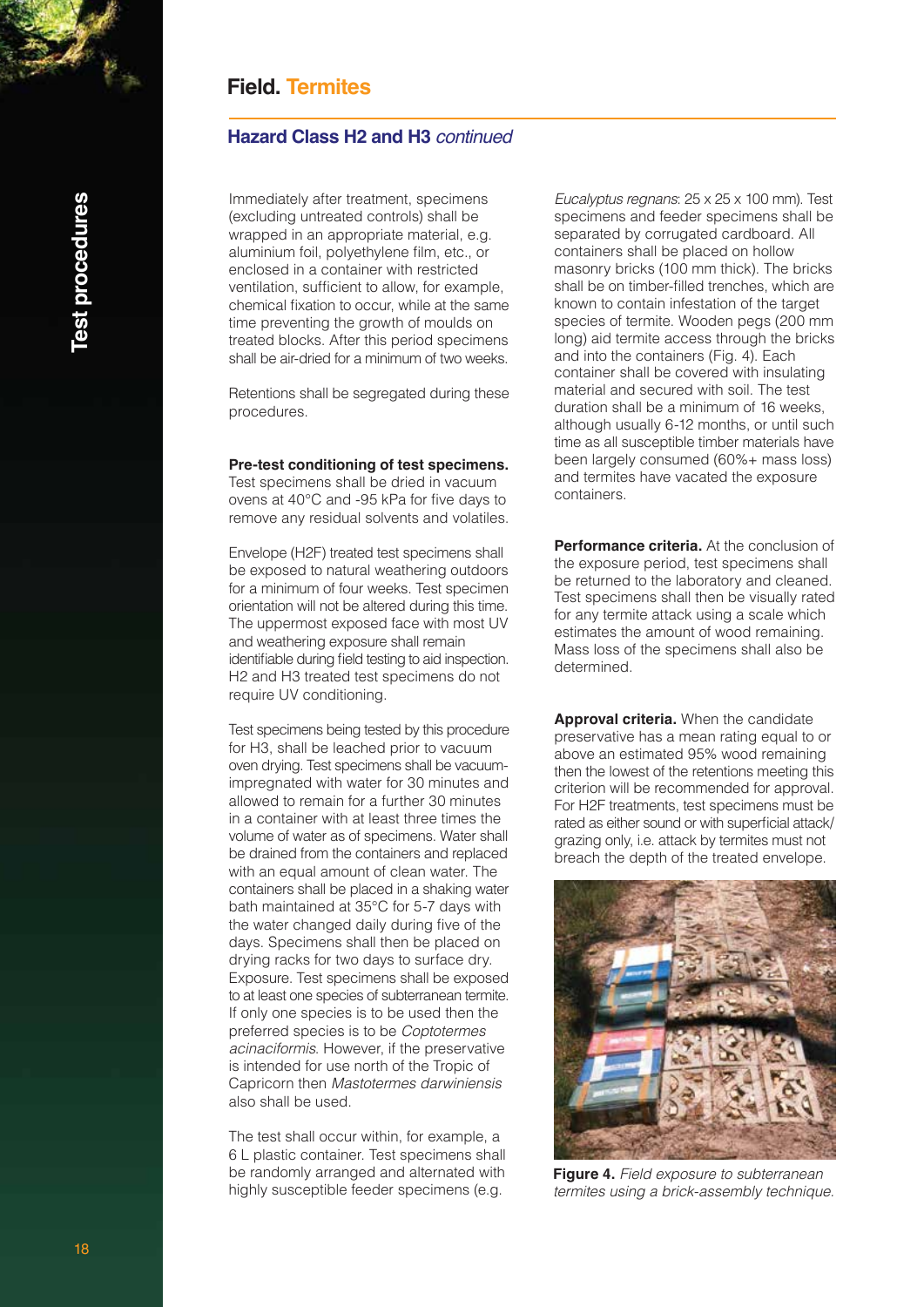## Field. Termites

### Hazard Class H2 and H3 *continued*

Immediately after treatment, specimens (excluding untreated controls) shall be wrapped in an appropriate material, e.g. aluminium foil, polyethylene film, etc., or enclosed in a container with restricted ventilation, sufficient to allow, for example, chemical fixation to occur, while at the same time preventing the growth of moulds on treated blocks. After this period specimens shall be air-dried for a minimum of two weeks.

Retentions shall be segregated during these procedures.

**Pre-test conditioning of test specimens.** Test specimens shall be dried in vacuum ovens at 40°C and -95 kPa for five days to remove any residual solvents and volatiles.

Envelope (H2F) treated test specimens shall be exposed to natural weathering outdoors for a minimum of four weeks. Test specimen orientation will not be altered during this time. The uppermost exposed face with most UV and weathering exposure shall remain identifiable during field testing to aid inspection. H2 and H3 treated test specimens do not require UV conditioning.

Test specimens being tested by this procedure for H3, shall be leached prior to vacuum oven drying. Test specimens shall be vacuum-impregnated with water for 30 minutes and allowed to remain for a further 30 minutes in a container with at least three times the volume of water as of specimens. Water shall be drained from the containers and replaced with an equal amount of clean water. The containers shall be placed in a shaking water bath maintained at 35°C for 5-7 days with the water changed daily during five of the days. Specimens shall then be placed on drying racks for two days to surface dry. Exposure. Test specimens shall be exposed to at least one species of subterranean termite. If only one species is to be used then the preferred species is to be *Coptotermes acinaciformis*. However, if the preservative is intended for use north of the Tropic of Capricorn then *Mastotermes darwiniensis* also shall be used.

The test shall occur within, for example, a 6 L plastic container. Test specimens shall be randomly arranged and alternated with highly susceptible feeder specimens (e.g. *Eucalyptus regnans*: 25 x 25 x 100 mm). Test specimens and feeder specimens shall be separated by corrugated cardboard. All containers shall be placed on hollow masonry bricks (100 mm thick). The bricks shall be on timber-filled trenches, which are known to contain infestation of the target species of termite. Wooden pegs (200 mm long) aid termite access through the bricks and into the containers (Fig. 4). Each container shall be covered with insulating material and secured with soil. The test duration shall be a minimum of 16 weeks, although usually 6-12 months, or until such time as all susceptible timber materials have been largely consumed (60%+ mass loss) and termites have vacated the exposure containers.

**Performance criteria.** At the conclusion of the exposure period, test specimens shall be returned to the laboratory and cleaned. Test specimens shall then be visually rated for any termite attack using a scale which estimates the amount of wood remaining. Mass loss of the specimens shall also be determined.

**Approval criteria.** When the candidate preservative has a mean rating equal to or above an estimated 95% wood remaining then the lowest of the retentions meeting this criterion will be recommended for approval. For H2F treatments, test specimens must be rated as either sound or with superficial attack/grazing only, i.e. attack by termites must not breach the depth of the treated envelope.

**Figure 4.** *Field exposure to subterranean termites using a brick-assembly technique.*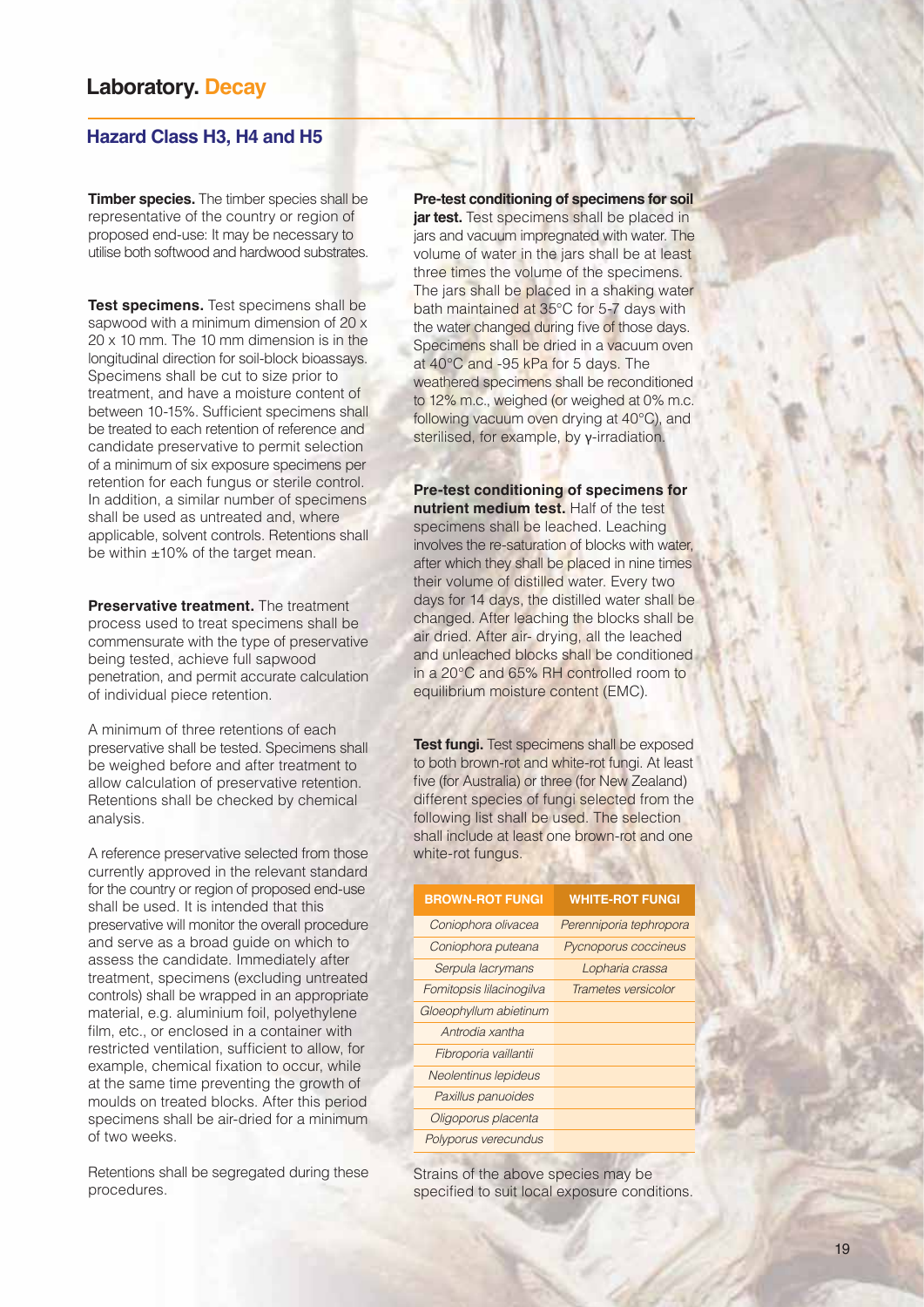# Laboratory. Decay

## Hazard Class H3, H4 and H5

**Timber species.** The timber species shall be representative of the country or region of proposed end-use: It may be necessary to utilise both softwood and hardwood substrates.

**Test specimens.** Test specimens shall be sapwood with a minimum dimension of 20 x 20 x 10 mm. The 10 mm dimension is in the longitudinal direction for soil-block bioassays. Specimens shall be cut to size prior to treatment, and have a moisture content of between 10-15%. Sufficient specimens shall be treated to each retention of reference and candidate preservative to permit selection of a minimum of six exposure specimens per retention for each fungus or sterile control. In addition, a similar number of specimens shall be used as untreated and, where applicable, solvent controls. Retentions shall be within ±10% of the target mean.

**Preservative treatment.** The treatment process used to treat specimens shall be commensurate with the type of preservative being tested, achieve full sapwood penetration, and permit accurate calculation of individual piece retention.

A minimum of three retentions of each preservative shall be tested. Specimens shall be weighed before and after treatment to allow calculation of preservative retention. Retentions shall be checked by chemical analysis.

A reference preservative selected from those currently approved in the relevant standard for the country or region of proposed end-use shall be used. It is intended that this preservative will monitor the overall procedure and serve as a broad guide on which to assess the candidate. Immediately after treatment, specimens (excluding untreated controls) shall be wrapped in an appropriate material, e.g. aluminium foil, polyethylene film, etc., or enclosed in a container with restricted ventilation, sufficient to allow, for example, chemical fixation to occur, while at the same time preventing the growth of moulds on treated blocks. After this period specimens shall be air-dried for a minimum of two weeks.

Retentions shall be segregated during these procedures.

**Pre-test conditioning of specimens for soil jar test.** Test specimens shall be placed in jars and vacuum impregnated with water. The volume of water in the jars shall be at least three times the volume of the specimens. The jars shall be placed in a shaking water bath maintained at 35°C for 5-7 days with the water changed during five of those days. Specimens shall be dried in a vacuum oven at 40°C and -95 kPa for 5 days. The weathered specimens shall be reconditioned to 12% m.c., weighed (or weighed at 0% m.c. following vacuum oven drying at 40°C), and sterilised, for example, by γ-irradiation.

**Pre-test conditioning of specimens for nutrient medium test.** Half of the test specimens shall be leached. Leaching involves the re-saturation of blocks with water, after which they shall be placed in nine times their volume of distilled water. Every two days for 14 days, the distilled water shall be changed. After leaching the blocks shall be air dried. After air- drying, all the leached and unleached blocks shall be conditioned in a 20°C and 65% RH controlled room to equilibrium moisture content (EMC).

**Test fungi.** Test specimens shall be exposed to both brown-rot and white-rot fungi. At least five (for Australia) or three (for New Zealand) different species of fungi selected from the following list shall be used. The selection shall include at least one brown-rot and one white-rot fungus.

| BROWN-ROT FUNGI | WHITE-ROT FUNGI |
|---|---|
| *Coniophora olivacea* | *Perenniporia tephropora* |
| *Coniophora puteana* | *Pycnoporus coccineus* |
| *Serpula lacrymans* | *Lopharia crassa* |
| *Fomitopsis lilacinogilva* | *Trametes versicolor* |
| *Gloeophyllum abietinum* | |
| *Antrodia xantha* | |
| *Fibroporia vaillantii* | |
| *Neolentinus lepideus* | |
| *Paxillus panuoides* | |
| *Oligoporus placenta* | |
| *Polyporus verecundus* | |

Strains of the above species may be specified to suit local exposure conditions.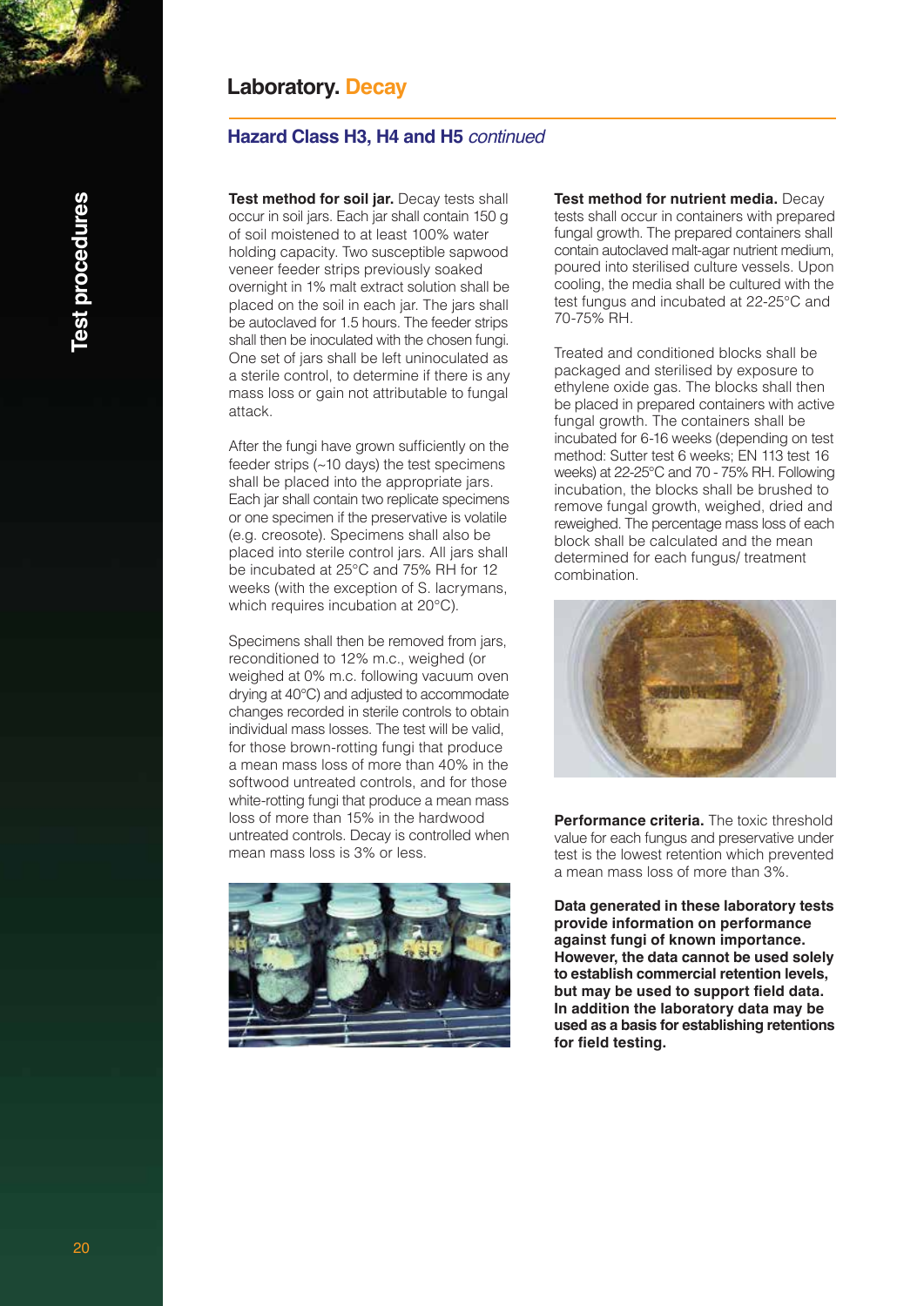# Laboratory. Decay

## Hazard Class H3, H4 and H5 *continued*

**Test method for soil jar.** Decay tests shall occur in soil jars. Each jar shall contain 150 g of soil moistened to at least 100% water holding capacity. Two susceptible sapwood veneer feeder strips previously soaked overnight in 1% malt extract solution shall be placed on the soil in each jar. The jars shall be autoclaved for 1.5 hours. The feeder strips shall then be inoculated with the chosen fungi. One set of jars shall be left uninoculated as a sterile control, to determine if there is any mass loss or gain not attributable to fungal attack.

After the fungi have grown sufficiently on the feeder strips (~10 days) the test specimens shall be placed into the appropriate jars. Each jar shall contain two replicate specimens or one specimen if the preservative is volatile (e.g. creosote). Specimens shall also be placed into sterile control jars. All jars shall be incubated at 25°C and 75% RH for 12 weeks (with the exception of S. lacrymans, which requires incubation at 20°C).

Specimens shall then be removed from jars, reconditioned to 12% m.c., weighed (or weighed at 0% m.c. following vacuum oven drying at 40°C) and adjusted to accommodate changes recorded in sterile controls to obtain individual mass losses. The test will be valid, for those brown-rotting fungi that produce a mean mass loss of more than 40% in the softwood untreated controls, and for those white-rotting fungi that produce a mean mass loss of more than 15% in the hardwood untreated controls. Decay is controlled when mean mass loss is 3% or less.

**Test method for nutrient media.** Decay tests shall occur in containers with prepared fungal growth. The prepared containers shall contain autoclaved malt-agar nutrient medium, poured into sterilised culture vessels. Upon cooling, the media shall be cultured with the test fungus and incubated at 22-25°C and 70-75% RH.

Treated and conditioned blocks shall be packaged and sterilised by exposure to ethylene oxide gas. The blocks shall then be placed in prepared containers with active fungal growth. The containers shall be incubated for 6-16 weeks (depending on test method: Sutter test 6 weeks; EN 113 test 16 weeks) at 22-25°C and 70 - 75% RH. Following incubation, the blocks shall be brushed to remove fungal growth, weighed, dried and reweighed. The percentage mass loss of each block shall be calculated and the mean determined for each fungus/ treatment combination.

**Performance criteria.** The toxic threshold value for each fungus and preservative under test is the lowest retention which prevented a mean mass loss of more than 3%.

**Data generated in these laboratory tests provide information on performance against fungi of known importance. However, the data cannot be used solely to establish commercial retention levels, but may be used to support field data. In addition the laboratory data may be used as a basis for establishing retentions for field testing.**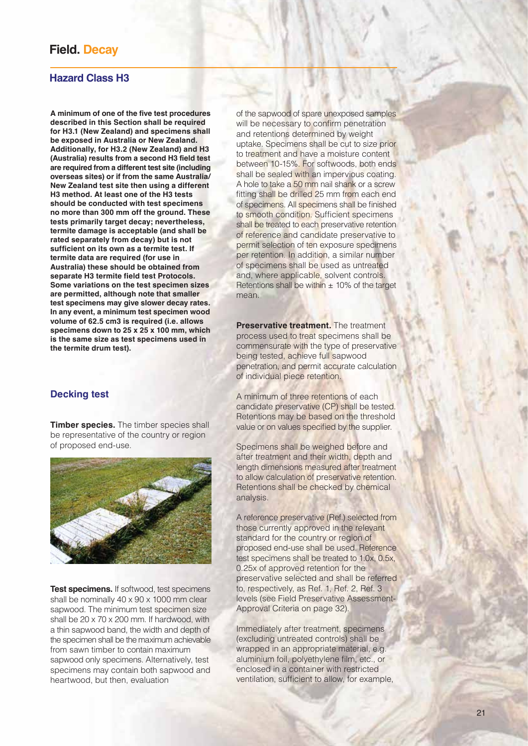# Field. Decay

## Hazard Class H3

**A minimum of one of the five test procedures described in this Section shall be required for H3.1 (New Zealand) and specimens shall be exposed in Australia or New Zealand. Additionally, for H3.2 (New Zealand) and H3 (Australia) results from a second H3 field test are required from a different test site (including overseas sites) or if from the same Australia/ New Zealand test site then using a different H3 method. At least one of the H3 tests should be conducted with test specimens no more than 300 mm off the ground. These tests primarily target decay; nevertheless, termite damage is acceptable (and shall be rated separately from decay) but is not sufficient on its own as a termite test. If termite data are required (for use in Australia) these should be obtained from separate H3 termite field test Protocols. Some variations on the test specimen sizes are permitted, although note that smaller test specimens may give slower decay rates. In any event, a minimum test specimen wood volume of 62.5 cm3 is required (i.e. allows specimens down to 25 x 25 x 100 mm, which is the same size as test specimens used in the termite drum test).**

### Decking test

**Timber species.** The timber species shall be representative of the country or region of proposed end-use.

**Test specimens.** If softwood, test specimens shall be nominally 40 x 90 x 1000 mm clear sapwood. The minimum test specimen size shall be 20 x 70 x 200 mm. If hardwood, with a thin sapwood band, the width and depth of the specimen shall be the maximum achievable from sawn timber to contain maximum sapwood only specimens. Alternatively, test specimens may contain both sapwood and heartwood, but then, evaluation of the sapwood of spare unexposed samples will be necessary to confirm penetration and retentions determined by weight uptake. Specimens shall be cut to size prior to treatment and have a moisture content between 10-15%. For softwoods, both ends shall be sealed with an impervious coating. A hole to take a 50 mm nail shank or a screw fitting shall be drilled 25 mm from each end of specimens. All specimens shall be finished to smooth condition. Sufficient specimens shall be treated to each preservative retention of reference and candidate preservative to permit selection of ten exposure specimens per retention. In addition, a similar number of specimens shall be used as untreated and, where applicable, solvent controls. Retentions shall be within ± 10% of the target mean.

**Preservative treatment.** The treatment process used to treat specimens shall be commensurate with the type of preservative being tested, achieve full sapwood penetration, and permit accurate calculation of individual piece retention.

A minimum of three retentions of each candidate preservative (CP) shall be tested. Retentions may be based on the threshold value or on values specified by the supplier.

Specimens shall be weighed before and after treatment and their width, depth and length dimensions measured after treatment to allow calculation of preservative retention. Retentions shall be checked by chemical analysis.

A reference preservative (Ref.) selected from those currently approved in the relevant standard for the country or region of proposed end-use shall be used. Reference test specimens shall be treated to 1.0x, 0.5x, 0.25x of approved retention for the preservative selected and shall be referred to, respectively, as Ref. 1, Ref. 2, Ref. 3 levels (see Field Preservative Assessment-Approval Criteria on page 32).

Immediately after treatment, specimens (excluding untreated controls) shall be wrapped in an appropriate material, e.g. aluminium foil, polyethylene film, etc., or enclosed in a container with restricted ventilation, sufficient to allow, for example,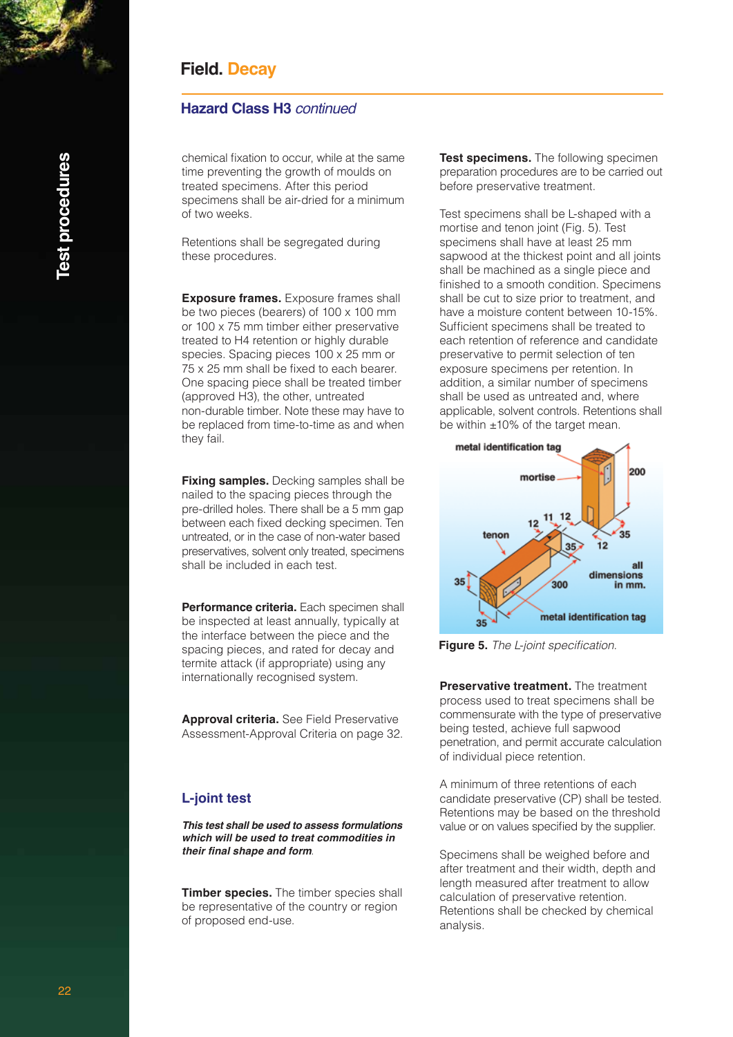## Field. Decay

### Hazard Class H3 *continued*

chemical fixation to occur, while at the same time preventing the growth of moulds on treated specimens. After this period specimens shall be air-dried for a minimum of two weeks.

Retentions shall be segregated during these procedures.

**Exposure frames.** Exposure frames shall be two pieces (bearers) of 100 x 100 mm or 100 x 75 mm timber either preservative treated to H4 retention or highly durable species. Spacing pieces 100 x 25 mm or 75 x 25 mm shall be fixed to each bearer. One spacing piece shall be treated timber (approved H3), the other, untreated non-durable timber. Note these may have to be replaced from time-to-time as and when they fail.

**Fixing samples.** Decking samples shall be nailed to the spacing pieces through the pre-drilled holes. There shall be a 5 mm gap between each fixed decking specimen. Ten untreated, or in the case of non-water based preservatives, solvent only treated, specimens shall be included in each test.

**Performance criteria.** Each specimen shall be inspected at least annually, typically at the interface between the piece and the spacing pieces, and rated for decay and termite attack (if appropriate) using any internationally recognised system.

**Approval criteria.** See Field Preservative Assessment-Approval Criteria on page 32.

### L-joint test

***This test shall be used to assess formulations which will be used to treat commodities in their final shape and form.***

**Timber species.** The timber species shall be representative of the country or region of proposed end-use.

**Test specimens.** The following specimen preparation procedures are to be carried out before preservative treatment.

Test specimens shall be L-shaped with a mortise and tenon joint (Fig. 5). Test specimens shall have at least 25 mm sapwood at the thickest point and all joints shall be machined as a single piece and finished to a smooth condition. Specimens shall be cut to size prior to treatment, and have a moisture content between 10-15%. Sufficient specimens shall be treated to each retention of reference and candidate preservative to permit selection of ten exposure specimens per retention. In addition, a similar number of specimens shall be used as untreated and, where applicable, solvent controls. Retentions shall be within ±10% of the target mean.

**Figure 5.** *The L-joint specification.*

**Preservative treatment.** The treatment process used to treat specimens shall be commensurate with the type of preservative being tested, achieve full sapwood penetration, and permit accurate calculation of individual piece retention.

A minimum of three retentions of each candidate preservative (CP) shall be tested. Retentions may be based on the threshold value or on values specified by the supplier.

Specimens shall be weighed before and after treatment and their width, depth and length measured after treatment to allow calculation of preservative retention. Retentions shall be checked by chemical analysis.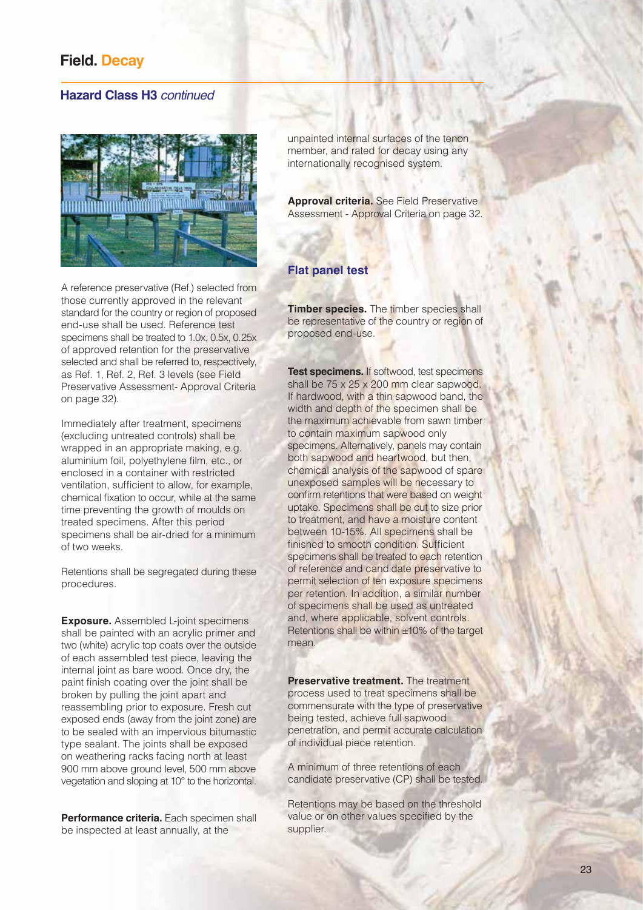# Field. Decay

## Hazard Class H3 *continued*

A reference preservative (Ref.) selected from those currently approved in the relevant standard for the country or region of proposed end-use shall be used. Reference test specimens shall be treated to 1.0x, 0.5x, 0.25x of approved retention for the preservative selected and shall be referred to, respectively, as Ref. 1, Ref. 2, Ref. 3 levels (see Field Preservative Assessment- Approval Criteria on page 32).

Immediately after treatment, specimens (excluding untreated controls) shall be wrapped in an appropriate making, e.g. aluminium foil, polyethylene film, etc., or enclosed in a container with restricted ventilation, sufficient to allow, for example, chemical fixation to occur, while at the same time preventing the growth of moulds on treated specimens. After this period specimens shall be air-dried for a minimum of two weeks.

Retentions shall be segregated during these procedures.

**Exposure.** Assembled L-joint specimens shall be painted with an acrylic primer and two (white) acrylic top coats over the outside of each assembled test piece, leaving the internal joint as bare wood. Once dry, the paint finish coating over the joint shall be broken by pulling the joint apart and reassembling prior to exposure. Fresh cut exposed ends (away from the joint zone) are to be sealed with an impervious bitumastic type sealant. The joints shall be exposed on weathering racks facing north at least 900 mm above ground level, 500 mm above vegetation and sloping at 10° to the horizontal.

**Performance criteria.** Each specimen shall be inspected at least annually, at the unpainted internal surfaces of the tenon member, and rated for decay using any internationally recognised system.

**Approval criteria.** See Field Preservative Assessment - Approval Criteria on page 32.

### Flat panel test

**Timber species.** The timber species shall be representative of the country or region of proposed end-use.

**Test specimens.** If softwood, test specimens shall be 75 x 25 x 200 mm clear sapwood. If hardwood, with a thin sapwood band, the width and depth of the specimen shall be the maximum achievable from sawn timber to contain maximum sapwood only specimens. Alternatively, panels may contain both sapwood and heartwood, but then, chemical analysis of the sapwood of spare unexposed samples will be necessary to confirm retentions that were based on weight uptake. Specimens shall be cut to size prior to treatment, and have a moisture content between 10-15%. All specimens shall be finished to smooth condition. Sufficient specimens shall be treated to each retention of reference and candidate preservative to permit selection of ten exposure specimens per retention. In addition, a similar number of specimens shall be used as untreated and, where applicable, solvent controls. Retentions shall be within ±10% of the target mean.

**Preservative treatment.** The treatment process used to treat specimens shall be commensurate with the type of preservative being tested, achieve full sapwood penetration, and permit accurate calculation of individual piece retention.

A minimum of three retentions of each candidate preservative (CP) shall be tested.

Retentions may be based on the threshold value or on other values specified by the supplier.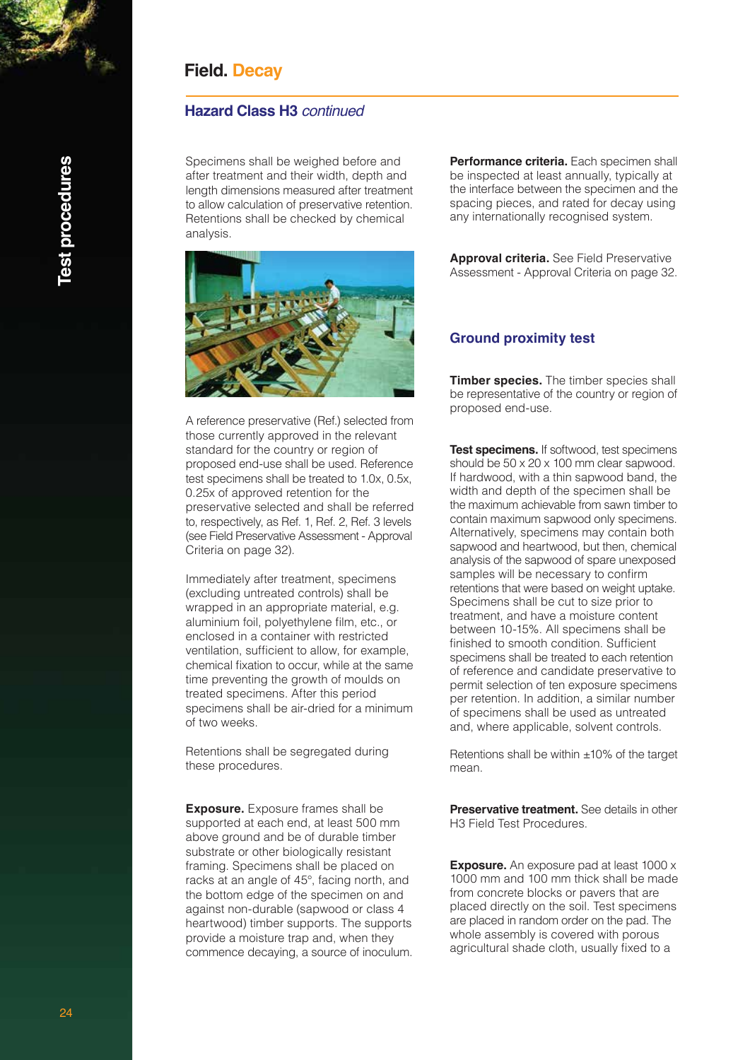# Field. Decay

## Hazard Class H3 *continued*

Specimens shall be weighed before and after treatment and their width, depth and length dimensions measured after treatment to allow calculation of preservative retention. Retentions shall be checked by chemical analysis.

A reference preservative (Ref.) selected from those currently approved in the relevant standard for the country or region of proposed end-use shall be used. Reference test specimens shall be treated to 1.0x, 0.5x, 0.25x of approved retention for the preservative selected and shall be referred to, respectively, as Ref. 1, Ref. 2, Ref. 3 levels (see Field Preservative Assessment - Approval Criteria on page 32).

Immediately after treatment, specimens (excluding untreated controls) shall be wrapped in an appropriate material, e.g. aluminium foil, polyethylene film, etc., or enclosed in a container with restricted ventilation, sufficient to allow, for example, chemical fixation to occur, while at the same time preventing the growth of moulds on treated specimens. After this period specimens shall be air-dried for a minimum of two weeks.

Retentions shall be segregated during these procedures.

**Exposure.** Exposure frames shall be supported at each end, at least 500 mm above ground and be of durable timber substrate or other biologically resistant framing. Specimens shall be placed on racks at an angle of 45°, facing north, and the bottom edge of the specimen on and against non-durable (sapwood or class 4 heartwood) timber supports. The supports provide a moisture trap and, when they commence decaying, a source of inoculum.

**Performance criteria.** Each specimen shall be inspected at least annually, typically at the interface between the specimen and the spacing pieces, and rated for decay using any internationally recognised system.

**Approval criteria.** See Field Preservative Assessment - Approval Criteria on page 32.

### Ground proximity test

**Timber species.** The timber species shall be representative of the country or region of proposed end-use.

**Test specimens.** If softwood, test specimens should be 50 x 20 x 100 mm clear sapwood. If hardwood, with a thin sapwood band, the width and depth of the specimen shall be the maximum achievable from sawn timber to contain maximum sapwood only specimens. Alternatively, specimens may contain both sapwood and heartwood, but then, chemical analysis of the sapwood of spare unexposed samples will be necessary to confirm retentions that were based on weight uptake. Specimens shall be cut to size prior to treatment, and have a moisture content between 10-15%. All specimens shall be finished to smooth condition. Sufficient specimens shall be treated to each retention of reference and candidate preservative to permit selection of ten exposure specimens per retention. In addition, a similar number of specimens shall be used as untreated and, where applicable, solvent controls.

Retentions shall be within ±10% of the target mean.

**Preservative treatment.** See details in other H3 Field Test Procedures.

**Exposure.** An exposure pad at least 1000 x 1000 mm and 100 mm thick shall be made from concrete blocks or pavers that are placed directly on the soil. Test specimens are placed in random order on the pad. The whole assembly is covered with porous agricultural shade cloth, usually fixed to a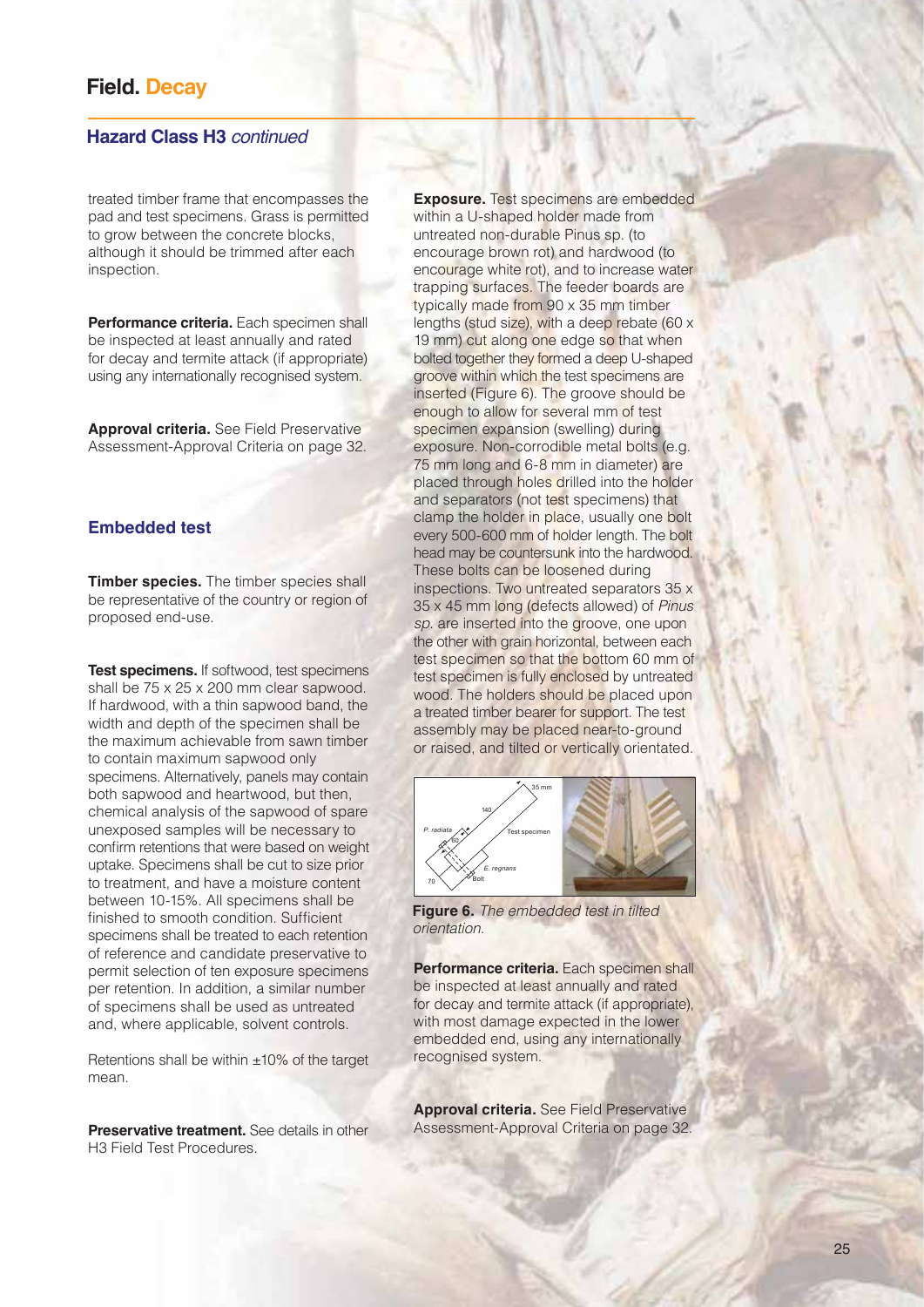## Field. Decay

### Hazard Class H3 *continued*

treated timber frame that encompasses the pad and test specimens. Grass is permitted to grow between the concrete blocks, although it should be trimmed after each inspection.

**Performance criteria.** Each specimen shall be inspected at least annually and rated for decay and termite attack (if appropriate) using any internationally recognised system.

**Approval criteria.** See Field Preservative Assessment-Approval Criteria on page 32.

### Embedded test

**Timber species.** The timber species shall be representative of the country or region of proposed end-use.

**Test specimens.** If softwood, test specimens shall be 75 x 25 x 200 mm clear sapwood. If hardwood, with a thin sapwood band, the width and depth of the specimen shall be the maximum achievable from sawn timber to contain maximum sapwood only specimens. Alternatively, panels may contain both sapwood and heartwood, but then, chemical analysis of the sapwood of spare unexposed samples will be necessary to confirm retentions that were based on weight uptake. Specimens shall be cut to size prior to treatment, and have a moisture content between 10-15%. All specimens shall be finished to smooth condition. Sufficient specimens shall be treated to each retention of reference and candidate preservative to permit selection of ten exposure specimens per retention. In addition, a similar number of specimens shall be used as untreated and, where applicable, solvent controls.

Retentions shall be within ±10% of the target mean.

**Preservative treatment.** See details in other H3 Field Test Procedures.

**Exposure.** Test specimens are embedded within a U-shaped holder made from untreated non-durable Pinus sp. (to encourage brown rot) and hardwood (to encourage white rot), and to increase water trapping surfaces. The feeder boards are typically made from 90 x 35 mm timber lengths (stud size), with a deep rebate (60 x 19 mm) cut along one edge so that when bolted together they formed a deep U-shaped groove within which the test specimens are inserted (Figure 6). The groove should be enough to allow for several mm of test specimen expansion (swelling) during exposure. Non-corrodible metal bolts (e.g. 75 mm long and 6-8 mm in diameter) are placed through holes drilled into the holder and separators (not test specimens) that clamp the holder in place, usually one bolt every 500-600 mm of holder length. The bolt head may be countersunk into the hardwood. These bolts can be loosened during inspections. Two untreated separators 35 x 35 x 45 mm long (defects allowed) of *Pinus sp.* are inserted into the groove, one upon the other with grain horizontal, between each test specimen so that the bottom 60 mm of test specimen is fully enclosed by untreated wood. The holders should be placed upon a treated timber bearer for support. The test assembly may be placed near-to-ground or raised, and tilted or vertically orientated.

**Figure 6.** *The embedded test in tilted orientation.*

**Performance criteria.** Each specimen shall be inspected at least annually and rated for decay and termite attack (if appropriate), with most damage expected in the lower embedded end, using any internationally recognised system.

**Approval criteria.** See Field Preservative Assessment-Approval Criteria on page 32.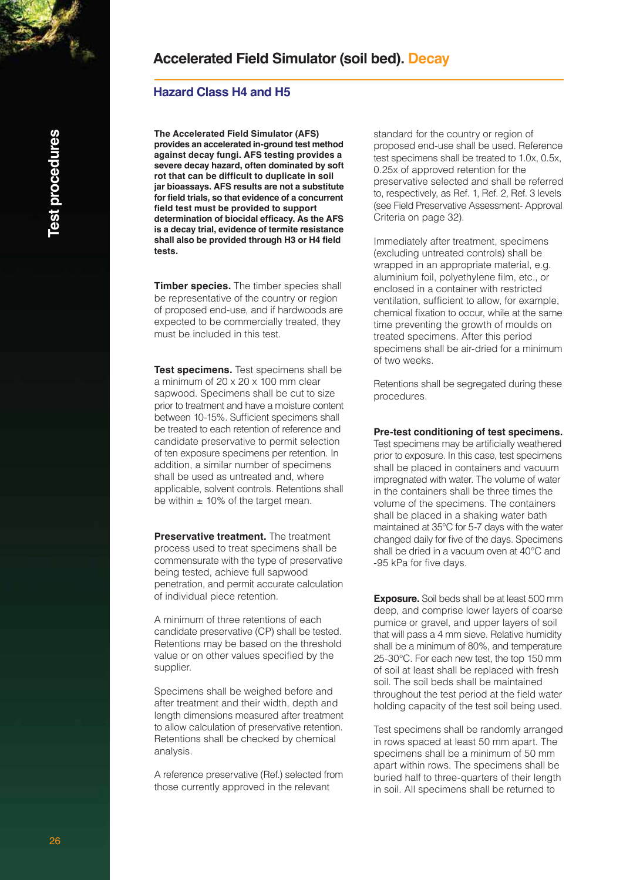## Accelerated Field Simulator (soil bed). Decay

### Hazard Class H4 and H5

**The Accelerated Field Simulator (AFS) provides an accelerated in-ground test method against decay fungi. AFS testing provides a severe decay hazard, often dominated by soft rot that can be difficult to duplicate in soil jar bioassays. AFS results are not a substitute for field trials, so that evidence of a concurrent field test must be provided to support determination of biocidal efficacy. As the AFS is a decay trial, evidence of termite resistance shall also be provided through H3 or H4 field tests.**

**Timber species.** The timber species shall be representative of the country or region of proposed end-use, and if hardwoods are expected to be commercially treated, they must be included in this test.

**Test specimens.** Test specimens shall be a minimum of 20 x 20 x 100 mm clear sapwood. Specimens shall be cut to size prior to treatment and have a moisture content between 10-15%. Sufficient specimens shall be treated to each retention of reference and candidate preservative to permit selection of ten exposure specimens per retention. In addition, a similar number of specimens shall be used as untreated and, where applicable, solvent controls. Retentions shall be within ± 10% of the target mean.

**Preservative treatment.** The treatment process used to treat specimens shall be commensurate with the type of preservative being tested, achieve full sapwood penetration, and permit accurate calculation of individual piece retention.

A minimum of three retentions of each candidate preservative (CP) shall be tested. Retentions may be based on the threshold value or on other values specified by the supplier.

Specimens shall be weighed before and after treatment and their width, depth and length dimensions measured after treatment to allow calculation of preservative retention. Retentions shall be checked by chemical analysis.

A reference preservative (Ref.) selected from those currently approved in the relevant standard for the country or region of proposed end-use shall be used. Reference test specimens shall be treated to 1.0x, 0.5x, 0.25x of approved retention for the preservative selected and shall be referred to, respectively, as Ref. 1, Ref. 2, Ref. 3 levels (see Field Preservative Assessment- Approval Criteria on page 32).

Immediately after treatment, specimens (excluding untreated controls) shall be wrapped in an appropriate material, e.g. aluminium foil, polyethylene film, etc., or enclosed in a container with restricted ventilation, to allow, sufficient to allow, for example, chemical fixation to occur, while at the same time preventing the growth of moulds on treated specimens. After this period specimens shall be air-dried for a minimum of two weeks.

Retentions shall be segregated during these procedures.

**Pre-test conditioning of test specimens.** Test specimens may be artificially weathered prior to exposure. In this case, test specimens shall be placed in containers and vacuum impregnated with water. The volume of water in the containers shall be three times the volume of the specimens. The containers shall be placed in a shaking water bath maintained at 35°C for 5-7 days with the water changed daily for five of the days. Specimens shall be dried in a vacuum oven at 40°C and -95 kPa for five days.

**Exposure.** Soil beds shall be at least 500 mm deep, and comprise lower layers of coarse pumice or gravel, and upper layers of soil that will pass a 4 mm sieve. Relative humidity shall be a minimum of 80%, and temperature 25-30°C. For each new test, the top 150 mm of soil at least shall be replaced with fresh soil. The soil beds shall be maintained throughout the test period at the field water holding capacity of the test soil being used.

Test specimens shall be randomly arranged in rows spaced at least 50 mm apart. The specimens shall be a minimum of 50 mm apart within rows. The specimens shall be buried half to three-quarters of their length in soil. All specimens shall be returned to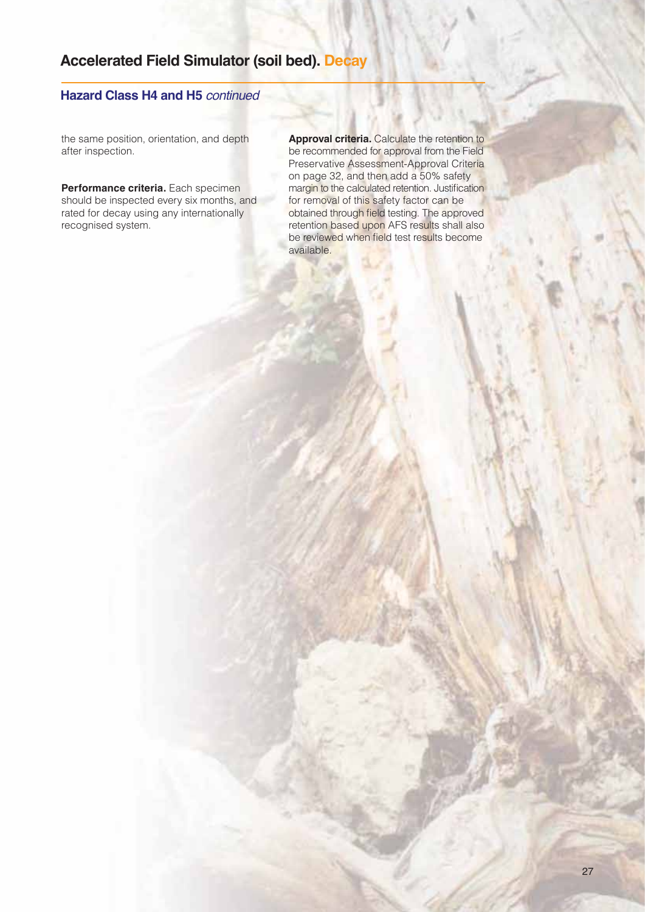# Accelerated Field Simulator (soil bed). Decay

## Hazard Class H4 and H5 *continued*

the same position, orientation, and depth after inspection.

**Performance criteria.** Each specimen should be inspected every six months, and rated for decay using any internationally recognised system.

**Approval criteria.** Calculate the retention to be recommended for approval from the Field Preservative Assessment-Approval Criteria on page 32, and then add a 50% safety margin to the calculated retention. Justification for removal of this safety factor can be obtained through field testing. The approved retention based upon AFS results shall also be reviewed when field test results become available.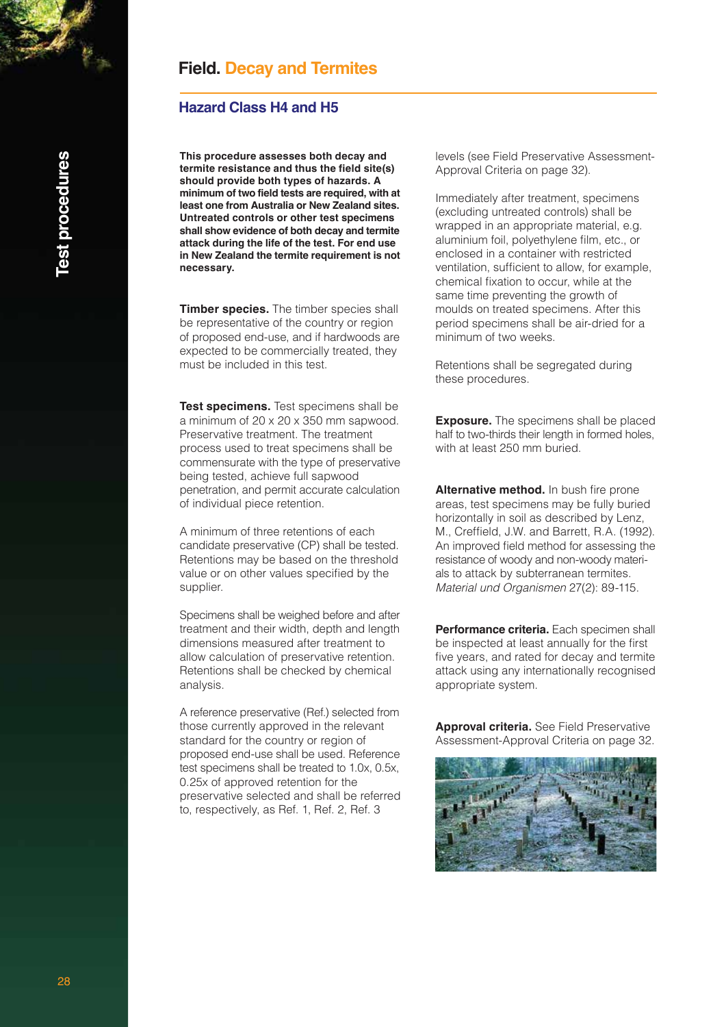# Field. Decay and Termites

## Hazard Class H4 and H5

**This procedure assesses both decay and termite resistance and thus the field site(s) should provide both types of hazards. A minimum of two field tests are required, with at least one from Australia or New Zealand sites. Untreated controls or other test specimens shall show evidence of both decay and termite attack during the life of the test. For end use in New Zealand the termite requirement is not necessary.**

**Timber species.** The timber species shall be representative of the country or region of proposed end-use, and if hardwoods are expected to be commercially treated, they must be included in this test.

**Test specimens.** Test specimens shall be a minimum of 20 x 20 x 350 mm sapwood. Preservative treatment. The treatment process used to treat specimens shall be commensurate with the type of preservative being tested, achieve full sapwood penetration, and permit accurate calculation of individual piece retention.

A minimum of three retentions of each candidate preservative (CP) shall be tested. Retentions may be based on the threshold value or on other values specified by the supplier.

Specimens shall be weighed before and after treatment and their width, depth and length dimensions measured after treatment to allow calculation of preservative retention. Retentions shall be checked by chemical analysis.

A reference preservative (Ref.) selected from those currently approved in the relevant standard for the country or region of proposed end-use shall be used. Reference test specimens shall be treated to 1.0x, 0.5x, 0.25x of approved retention for the preservative selected and shall be referred to, respectively, as Ref. 1, Ref. 2, Ref. 3 levels (see Field Preservative Assessment-Approval Criteria on page 32).

Immediately after treatment, specimens (excluding untreated controls) shall be wrapped in an appropriate material, e.g. aluminium foil, polyethylene film, etc., or enclosed in a container with restricted ventilation, sufficient to allow, for example, chemical fixation to occur, while at the same time preventing the growth of moulds on treated specimens. After this period specimens shall be air-dried for a minimum of two weeks.

Retentions shall be segregated during these procedures.

**Exposure.** The specimens shall be placed half to two-thirds their length in formed holes, with at least 250 mm buried.

**Alternative method.** In bush fire prone areas, test specimens may be fully buried horizontally in soil as described by Lenz, M., Creffield, J.W. and Barrett, R.A. (1992). An improved field method for assessing the resistance of woody and non-woody materials to attack by subterranean termites. *Material und Organismen* 27(2): 89-115.

**Performance criteria.** Each specimen shall be inspected at least annually for the first five years, and rated for decay and termite attack using any internationally recognised appropriate system.

**Approval criteria.** See Field Preservative Assessment-Approval Criteria on page 32.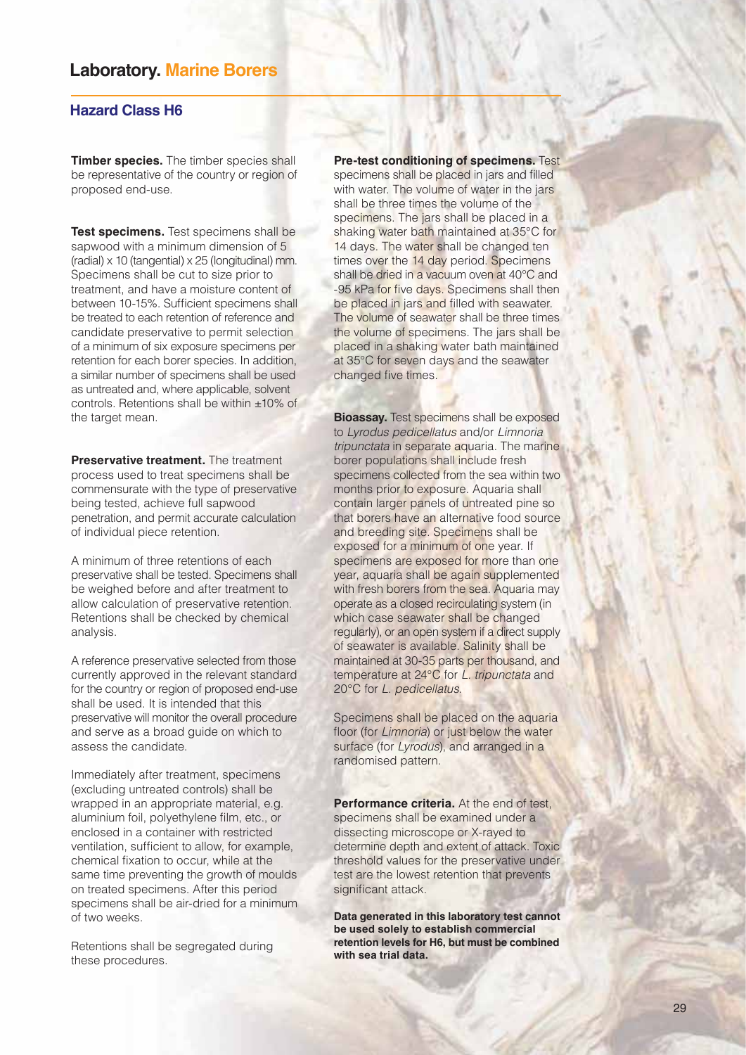# Laboratory. Marine Borers

## Hazard Class H6

**Timber species.** The timber species shall be representative of the country or region of proposed end-use.

**Test specimens.** Test specimens shall be sapwood with a minimum dimension of 5 (radial) x 10 (tangential) x 25 (longitudinal) mm. Specimens shall be cut to size prior to treatment, and have a moisture content of between 10-15%. Sufficient specimens shall be treated to each retention of reference and candidate preservative to permit selection of a minimum of six exposure specimens per retention for each borer species. In addition, a similar number of specimens shall be used as untreated and, where applicable, solvent controls. Retentions shall be within ±10% of the target mean.

**Preservative treatment.** The treatment process used to treat specimens shall be commensurate with the type of preservative being tested, achieve full sapwood penetration, and permit accurate calculation of individual piece retention.

A minimum of three retentions of each preservative shall be tested. Specimens shall be weighed before and after treatment to allow calculation of preservative retention. Retentions shall be checked by chemical analysis.

A reference preservative selected from those currently approved in the relevant standard for the country or region of proposed end-use shall be used. It is intended that this preservative will monitor the overall procedure and serve as a broad guide on which to assess the candidate.

Immediately after treatment, specimens (excluding untreated controls) shall be wrapped in an appropriate material, e.g. aluminium foil, polyethylene film, etc., or enclosed in a container with restricted ventilation, sufficient to allow, for example, chemical fixation to occur, while at the same time preventing the growth of moulds on treated specimens. After this period specimens shall be air-dried for a minimum of two weeks.

Retentions shall be segregated during these procedures.

**Pre-test conditioning of specimens.** Test specimens shall be placed in jars and filled with water. The volume of water in the jars shall be three times the volume of the specimens. The jars shall be placed in a shaking water bath maintained at 35°C for 14 days. The water shall be changed ten times over the 14 day period. Specimens shall be dried in a vacuum oven at 40°C and -95 kPa for five days. Specimens shall then be placed in jars and filled with seawater. The volume of seawater shall be three times the volume of specimens. The jars shall be placed in a shaking water bath maintained at 35°C for seven days and the seawater changed five times.

**Bioassay.** Test specimens shall be exposed to *Lyrodus pedicellatus* and/or *Limnoria tripunctata* in separate aquaria. The marine borer populations shall include fresh specimens collected from the sea within two months prior to exposure. Aquaria shall contain larger panels of untreated pine so that borers have an alternative food source and breeding site. Specimens shall be exposed for a minimum of one year. If specimens are exposed for more than one year, aquaria shall be again supplemented with fresh borers from the sea. Aquaria may operate as a closed recirculating system (in which case seawater shall be changed regularly), or an open system if a direct supply of seawater is available. Salinity shall be maintained at 30-35 parts per thousand, and temperature at 24°C for *L. tripunctata* and 20°C for *L. pedicellatus*.

Specimens shall be placed on the aquaria floor (for *Limnoria*) or just below the water surface (for *Lyrodus*), and arranged in a randomised pattern.

**Performance criteria.** At the end of test, specimens shall be examined under a dissecting microscope or X-rayed to determine depth and extent of attack. Toxic threshold values for the preservative under test are the lowest retention that prevents significant attack.

**Data generated in this laboratory test cannot be used solely to establish commercial retention levels for H6, but must be combined with sea trial data.**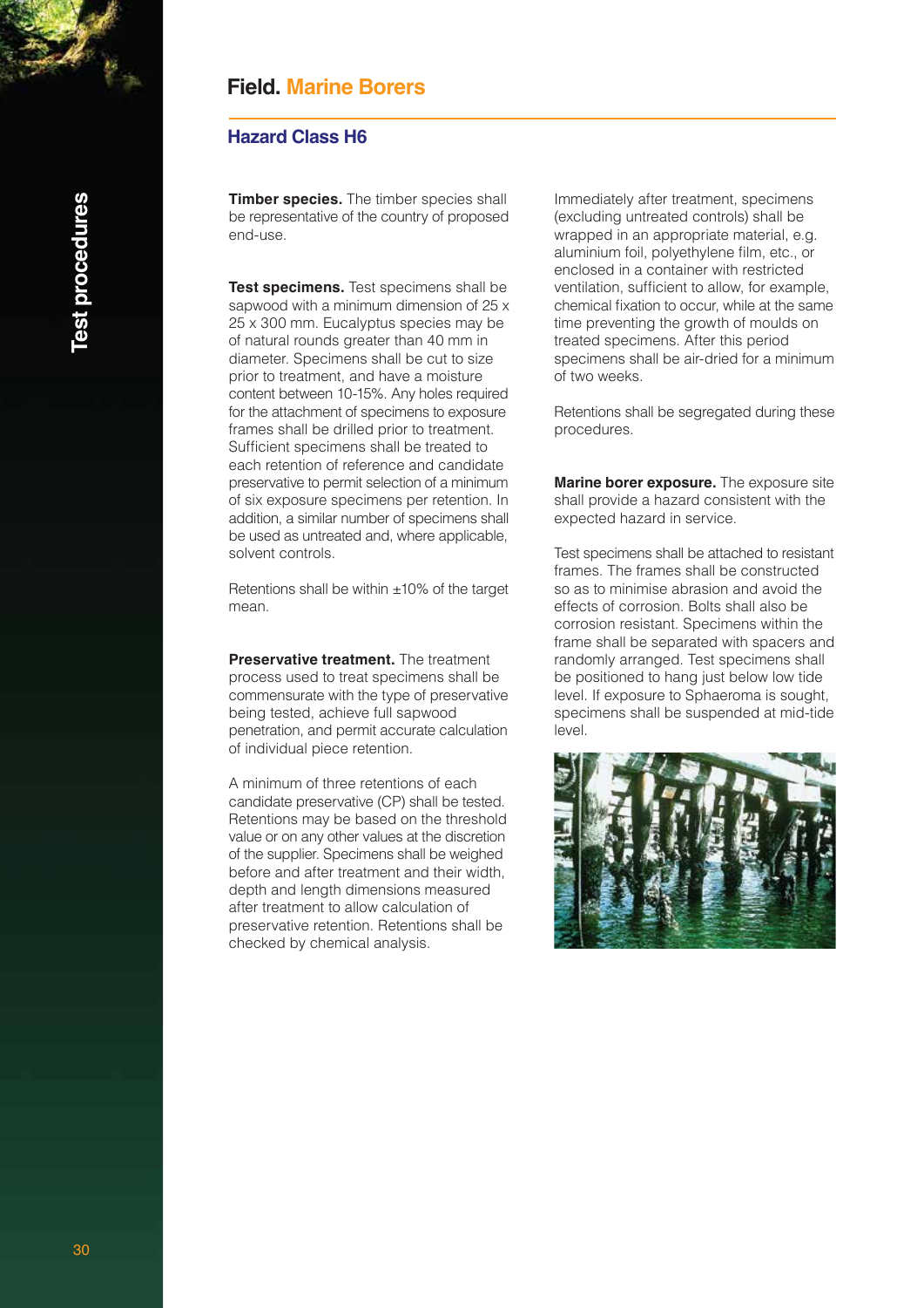# Field. Marine Borers

## Hazard Class H6

**Timber species.** The timber species shall be representative of the country of proposed end-use.

**Test specimens.** Test specimens shall be sapwood with a minimum dimension of 25 x 25 x 300 mm. Eucalyptus species may be of natural rounds greater than 40 mm in diameter. Specimens shall be cut to size prior to treatment, and have a moisture content between 10-15%. Any holes required for the attachment of specimens to exposure frames shall be drilled prior to treatment. Sufficient specimens shall be treated to each retention of reference and candidate preservative to permit selection of a minimum of six exposure specimens per retention. In addition, a similar number of specimens shall be used as untreated and, where applicable, solvent controls.

Retentions shall be within ±10% of the target mean.

**Preservative treatment.** The treatment process used to treat specimens shall be commensurate with the type of preservative being tested, achieve full sapwood penetration, and permit accurate calculation of individual piece retention.

A minimum of three retentions of each candidate preservative (CP) shall be tested. Retentions may be based on the threshold value or on any other values at the discretion of the supplier. Specimens shall be weighed before and after treatment and their width, depth and length dimensions measured after treatment to allow calculation of preservative retention. Retentions shall be checked by chemical analysis.

Immediately after treatment, specimens (excluding untreated controls) shall be wrapped in an appropriate material, e.g. aluminium foil, polyethylene film, etc., or enclosed in a container with restricted ventilation, sufficient to allow, for example, chemical fixation to occur, while at the same time preventing the growth of moulds on treated specimens. After this period specimens shall be air-dried for a minimum of two weeks.

Retentions shall be segregated during these procedures.

**Marine borer exposure.** The exposure site shall provide a hazard consistent with the expected hazard in service.

Test specimens shall be attached to resistant frames. The frames shall be constructed so as to minimise abrasion and avoid the effects of corrosion. Bolts shall also be corrosion resistant. Specimens within the frame shall be separated with spacers and randomly arranged. Test specimens shall be positioned to hang just below low tide level. If exposure to Sphaeroma is sought, specimens shall be suspended at mid-tide level.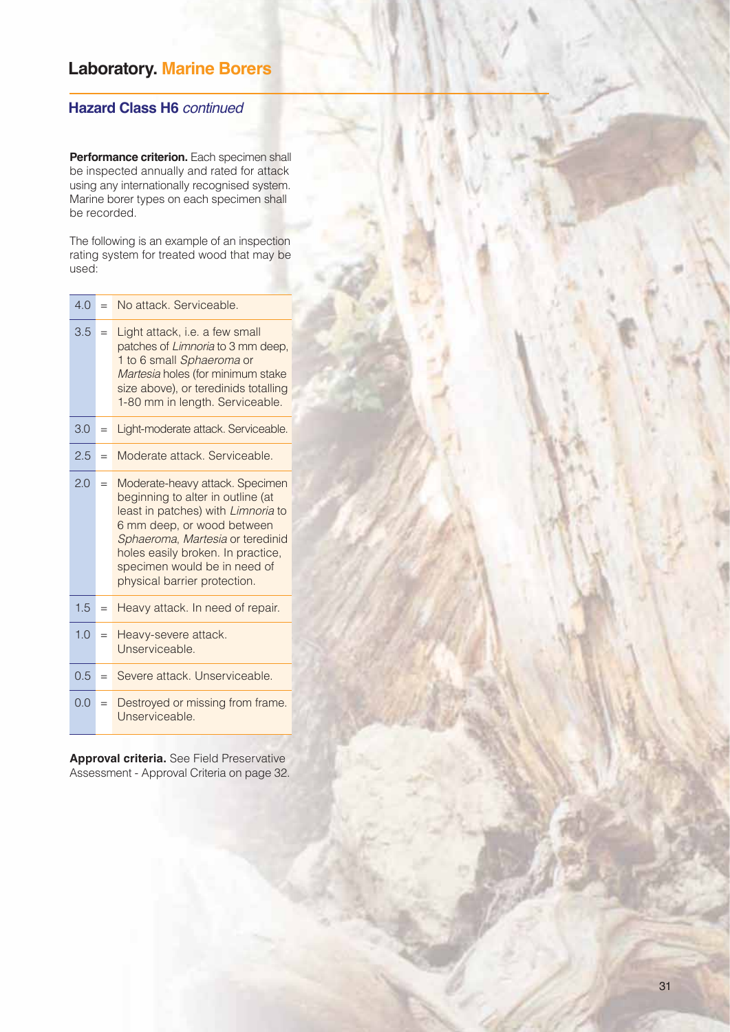# Laboratory. Marine Borers

## Hazard Class H6 *continued*

**Performance criterion.** Each specimen shall be inspected annually and rated for attack using any internationally recognised system. Marine borer types on each specimen shall be recorded.

The following is an example of an inspection rating system for treated wood that may be used:

| | | |
|---|---|---|
| 4.0 | = | No attack. Serviceable. |
| 3.5 | = | Light attack, i.e. a few small patches of *Limnoria* to 3 mm deep, 1 to 6 small *Sphaeroma* or *Martesia* holes (for minimum stake size above), or teredinids totalling 1-80 mm in length. Serviceable. |
| 3.0 | = | Light-moderate attack. Serviceable. |
| 2.5 | = | Moderate attack. Serviceable. |
| 2.0 | = | Moderate-heavy attack. Specimen beginning to alter in outline (at least in patches) with *Limnoria* to 6 mm deep, or wood between *Sphaeroma*, *Martesia* or teredinid holes easily broken. In practice, specimen would be in need of physical barrier protection. |
| 1.5 | = | Heavy attack. In need of repair. |
| 1.0 | = | Heavy-severe attack. Unserviceable. |
| 0.5 | = | Severe attack. Unserviceable. |
| 0.0 | = | Destroyed or missing from frame. Unserviceable. |

**Approval criteria.** See Field Preservative Assessment - Approval Criteria on page 32.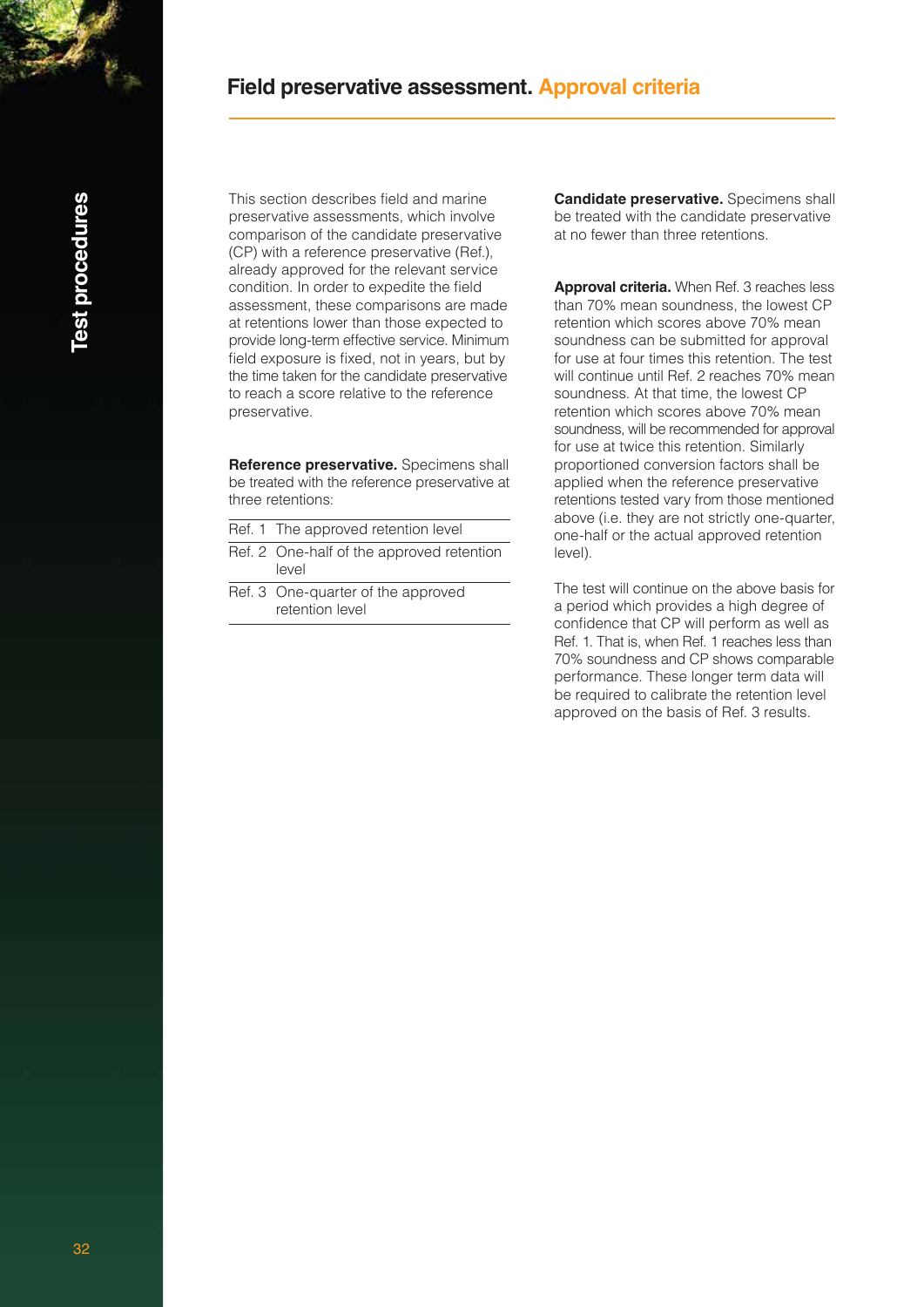## Field preservative assessment. Approval criteria

This section describes field and marine preservative assessments, which involve comparison of the candidate preservative (CP) with a reference preservative (Ref.), already approved for the relevant service condition. In order to expedite the field assessment, these comparisons are made at retentions lower than those expected to provide long-term effective service. Minimum field exposure is fixed, not in years, but by the time taken for the candidate preservative to reach a score relative to the reference preservative.

**Reference preservative.** Specimens shall be treated with the reference preservative at three retentions:

| | |
|---|---|
| Ref. 1 | The approved retention level |
| Ref. 2 | One-half of the approved retention level |
| Ref. 3 | One-quarter of the approved retention level |

**Candidate preservative.** Specimens shall be treated with the candidate preservative at no fewer than three retentions.

**Approval criteria.** When Ref. 3 reaches less than 70% mean soundness, the lowest CP retention which scores above 70% mean soundness can be submitted for approval for use at four times this retention. The test will continue until Ref. 2 reaches 70% mean soundness. At that time, the lowest CP retention which scores above 70% mean soundness, will be recommended for approval for use at twice this retention. Similarly proportioned conversion factors shall be applied when the reference preservative retentions tested vary from those mentioned above (i.e. they are not strictly one-quarter, one-half or the actual approved retention level).

The test will continue on the above basis for a period which provides a high degree of confidence that CP will perform as well as Ref. 1. That is, when Ref. 1 reaches less than 70% soundness and CP shows comparable performance. These longer term data will be required to calibrate the retention level approved on the basis of Ref. 3 results.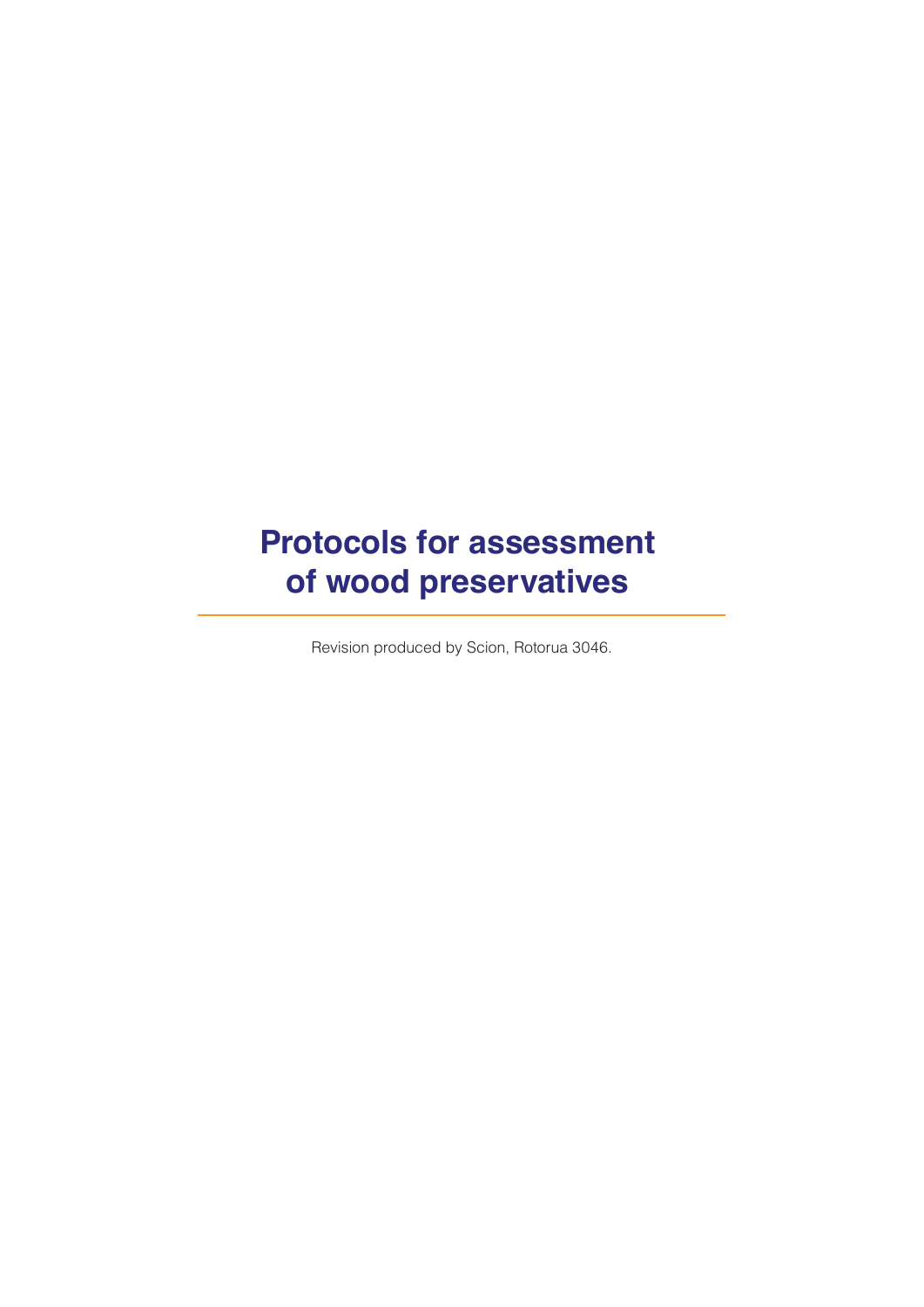# Protocols for assessment of wood preservatives

Revision produced by Scion, Rotorua 3046.